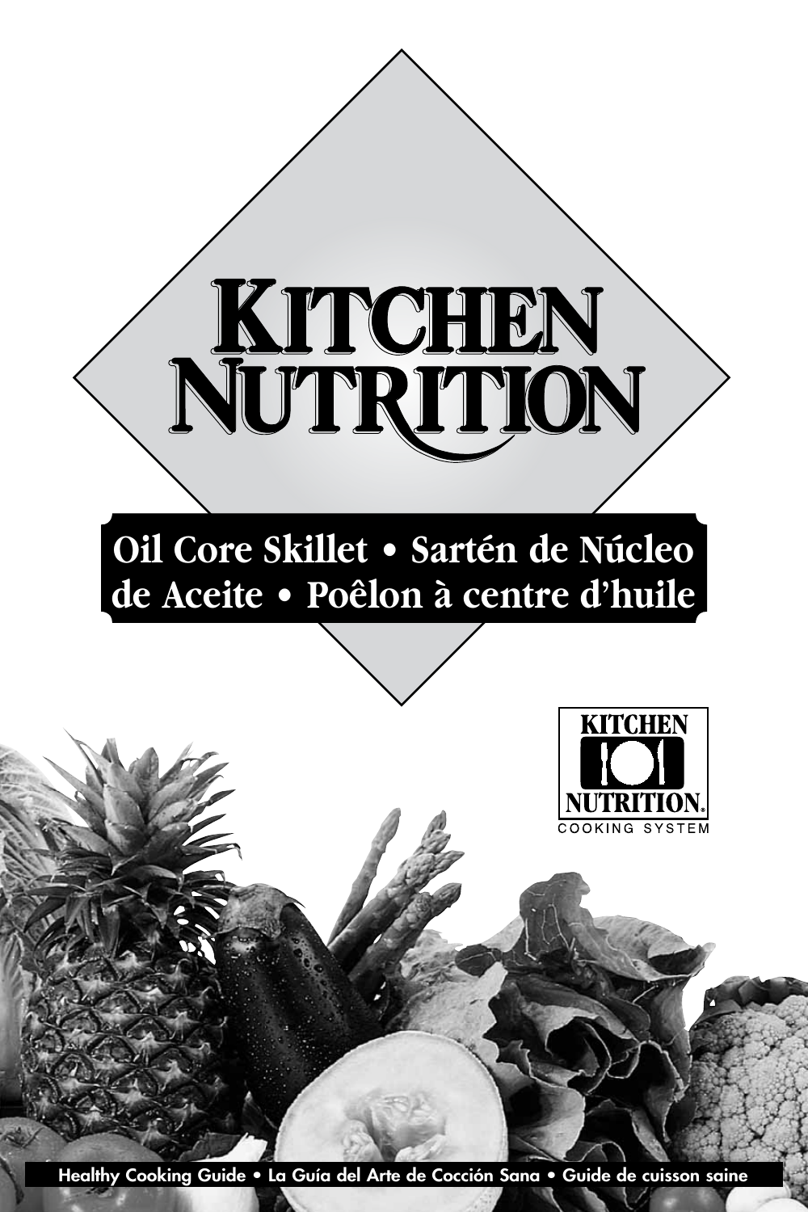# KITCHEN NUTRITION

## Oil Core Skillet • Sartén de Núcleo de Aceite • Poêlon à centre d'huile

KITCHEN NUTRITION®
COOKING SYSTEM

Healthy Cooking Guide • La Guía del Arte de Cocción Sana • Guide de cuisson saine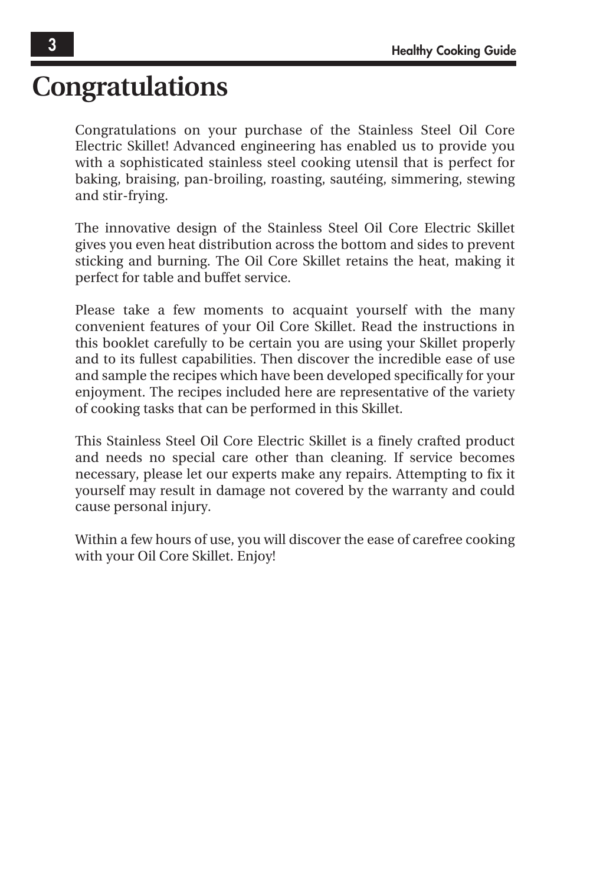# Congratulations

Congratulations on your purchase of the Stainless Steel Oil Core Electric Skillet! Advanced engineering has enabled us to provide you with a sophisticated stainless steel cooking utensil that is perfect for baking, braising, pan-broiling, roasting, sautéing, simmering, stewing and stir-frying.

The innovative design of the Stainless Steel Oil Core Electric Skillet gives you even heat distribution across the bottom and sides to prevent sticking and burning. The Oil Core Skillet retains the heat, making it perfect for table and buffet service.

Please take a few moments to acquaint yourself with the many convenient features of your Oil Core Skillet. Read the instructions in this booklet carefully to be certain you are using your Skillet properly and to its fullest capabilities. Then discover the incredible ease of use and sample the recipes which have been developed specifically for your enjoyment. The recipes included here are representative of the variety of cooking tasks that can be performed in this Skillet.

This Stainless Steel Oil Core Electric Skillet is a finely crafted product and needs no special care other than cleaning. If service becomes necessary, please let our experts make any repairs. Attempting to fix it yourself may result in damage not covered by the warranty and could cause personal injury.

Within a few hours of use, you will discover the ease of carefree cooking with your Oil Core Skillet. Enjoy!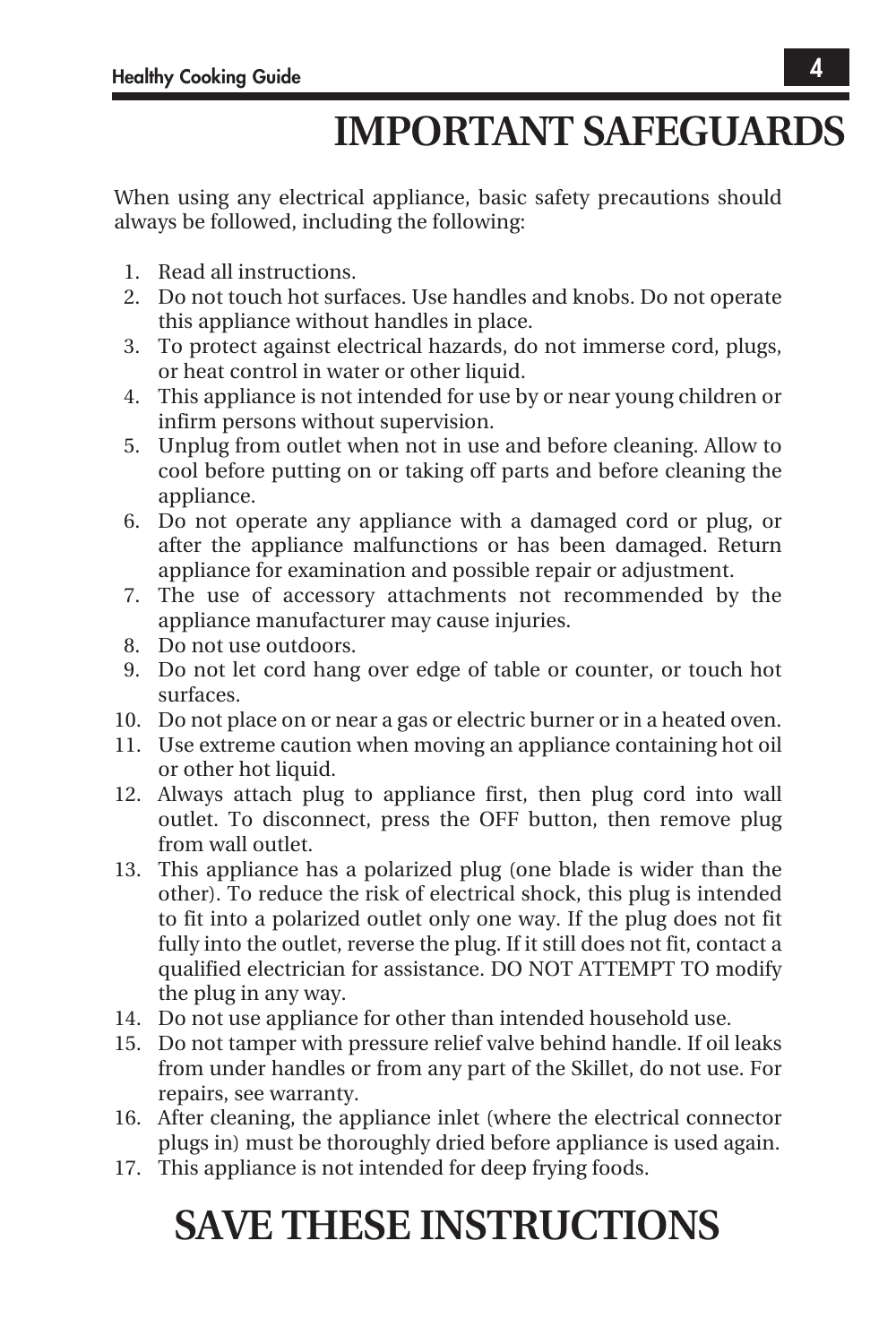# IMPORTANT SAFEGUARDS

When using any electrical appliance, basic safety precautions should always be followed, including the following:

1. Read all instructions.
2. Do not touch hot surfaces. Use handles and knobs. Do not operate this appliance without handles in place.
3. To protect against electrical hazards, do not immerse cord, plugs, or heat control in water or other liquid.
4. This appliance is not intended for use by or near young children or infirm persons without supervision.
5. Unplug from outlet when not in use and before cleaning. Allow to cool before putting on or taking off parts and before cleaning the appliance.
6. Do not operate any appliance with a damaged cord or plug, or after the appliance malfunctions or has been damaged. Return appliance for examination and possible repair or adjustment.
7. The use of accessory attachments not recommended by the appliance manufacturer may cause injuries.
8. Do not use outdoors.
9. Do not let cord hang over edge of table or counter, or touch hot surfaces.
10. Do not place on or near a gas or electric burner or in a heated oven.
11. Use extreme caution when moving an appliance containing hot oil or other hot liquid.
12. Always attach plug to appliance first, then plug cord into wall outlet. To disconnect, press the OFF button, then remove plug from wall outlet.
13. This appliance has a polarized plug (one blade is wider than the other). To reduce the risk of electrical shock, this plug is intended to fit into a polarized outlet only one way. If the plug does not fit fully into the outlet, reverse the plug. If it still does not fit, contact a qualified electrician for assistance. DO NOT ATTEMPT TO modify the plug in any way.
14. Do not use appliance for other than intended household use.
15. Do not tamper with pressure relief valve behind handle. If oil leaks from under handles or from any part of the Skillet, do not use. For repairs, see warranty.
16. After cleaning, the appliance inlet (where the electrical connector plugs in) must be thoroughly dried before appliance is used again.
17. This appliance is not intended for deep frying foods.

# SAVE THESE INSTRUCTIONS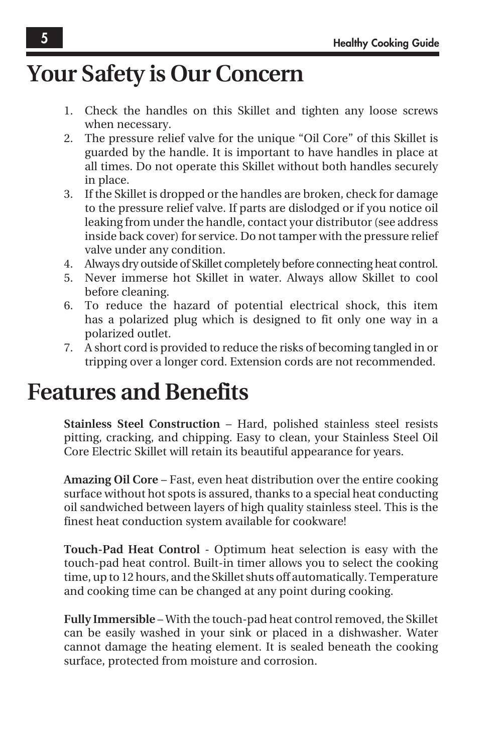# Your Safety is Our Concern

1. Check the handles on this Skillet and tighten any loose screws when necessary.
2. The pressure relief valve for the unique "Oil Core" of this Skillet is guarded by the handle. It is important to have handles in place at all times. Do not operate this Skillet without both handles securely in place.
3. If the Skillet is dropped or the handles are broken, check for damage to the pressure relief valve. If parts are dislodged or if you notice oil leaking from under the handle, contact your distributor (see address inside back cover) for service. Do not tamper with the pressure relief valve under any condition.
4. Always dry outside of Skillet completely before connecting heat control.
5. Never immerse hot Skillet in water. Always allow Skillet to cool before cleaning.
6. To reduce the hazard of potential electrical shock, this item has a polarized plug which is designed to fit only one way in a polarized outlet.
7. A short cord is provided to reduce the risks of becoming tangled in or tripping over a longer cord. Extension cords are not recommended.

# Features and Benefits

**Stainless Steel Construction** – Hard, polished stainless steel resists pitting, cracking, and chipping. Easy to clean, your Stainless Steel Oil Core Electric Skillet will retain its beautiful appearance for years.

**Amazing Oil Core** – Fast, even heat distribution over the entire cooking surface without hot spots is assured, thanks to a special heat conducting oil sandwiched between layers of high quality stainless steel. This is the finest heat conduction system available for cookware!

**Touch-Pad Heat Control** - Optimum heat selection is easy with the touch-pad heat control. Built-in timer allows you to select the cooking time, up to 12 hours, and the Skillet shuts off automatically. Temperature and cooking time can be changed at any point during cooking.

**Fully Immersible** – With the touch-pad heat control removed, the Skillet can be easily washed in your sink or placed in a dishwasher. Water cannot damage the heating element. It is sealed beneath the cooking surface, protected from moisture and corrosion.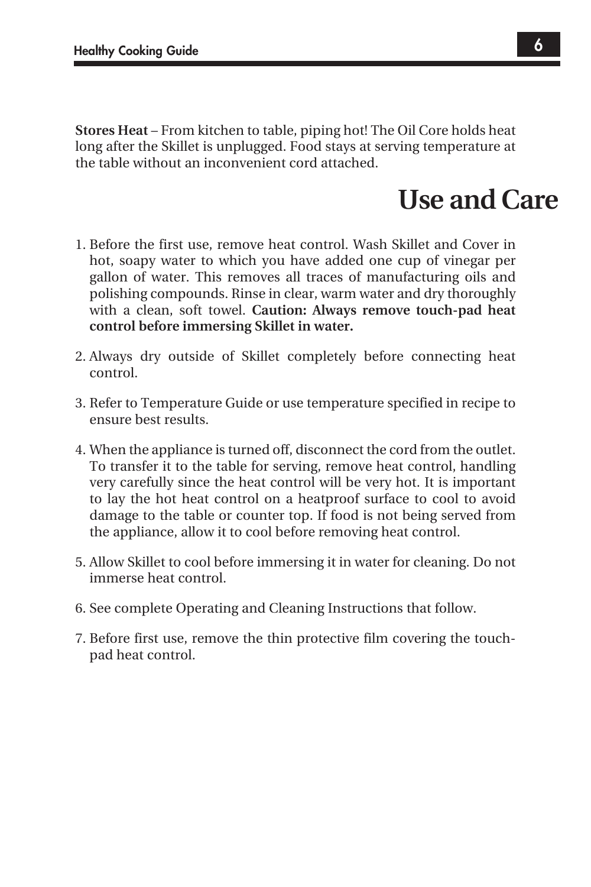**Stores Heat** – From kitchen to table, piping hot! The Oil Core holds heat long after the Skillet is unplugged. Food stays at serving temperature at the table without an inconvenient cord attached.

# Use and Care

1. Before the first use, remove heat control. Wash Skillet and Cover in hot, soapy water to which you have added one cup of vinegar per gallon of water. This removes all traces of manufacturing oils and polishing compounds. Rinse in clear, warm water and dry thoroughly with a clean, soft towel. **Caution: Always remove touch-pad heat control before immersing Skillet in water.**

2. Always dry outside of Skillet completely before connecting heat control.

3. Refer to Temperature Guide or use temperature specified in recipe to ensure best results.

4. When the appliance is turned off, disconnect the cord from the outlet. To transfer it to the table for serving, remove heat control, handling very carefully since the heat control will be very hot. It is important to lay the hot heat control on a heatproof surface to cool to avoid damage to the table or counter top. If food is not being served from the appliance, allow it to cool before removing heat control.

5. Allow Skillet to cool before immersing it in water for cleaning. Do not immerse heat control.

6. See complete Operating and Cleaning Instructions that follow.

7. Before first use, remove the thin protective film covering the touch-pad heat control.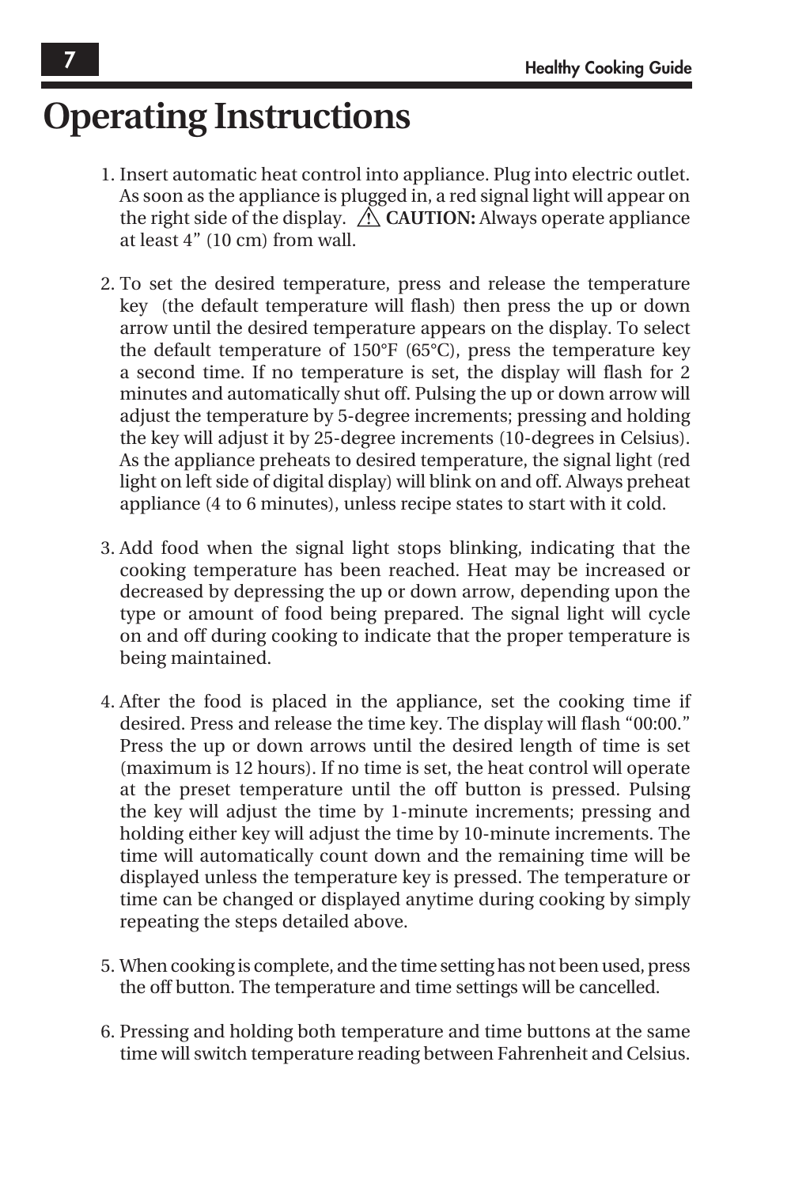# Operating Instructions

1. Insert automatic heat control into appliance. Plug into electric outlet. As soon as the appliance is plugged in, a red signal light will appear on the right side of the display. ⚠ **CAUTION:** Always operate appliance at least 4" (10 cm) from wall.

2. To set the desired temperature, press and release the temperature key (the default temperature will flash) then press the up or down arrow until the desired temperature appears on the display. To select the default temperature of 150°F (65°C), press the temperature key a second time. If no temperature is set, the display will flash for 2 minutes and automatically shut off. Pulsing the up or down arrow will adjust the temperature by 5-degree increments; pressing and holding the key will adjust it by 25-degree increments (10-degrees in Celsius). As the appliance preheats to desired temperature, the signal light (red light on left side of digital display) will blink on and off. Always preheat appliance (4 to 6 minutes), unless recipe states to start with it cold.

3. Add food when the signal light stops blinking, indicating that the cooking temperature has been reached. Heat may be increased or decreased by depressing the up or down arrow, depending upon the type or amount of food being prepared. The signal light will cycle on and off during cooking to indicate that the proper temperature is being maintained.

4. After the food is placed in the appliance, set the cooking time if desired. Press and release the time key. The display will flash "00:00." Press the up or down arrows until the desired length of time is set (maximum is 12 hours). If no time is set, the heat control will operate at the preset temperature until the off button is pressed. Pulsing the key will adjust the time by 1-minute increments; pressing and holding either key will adjust the time by 10-minute increments. The time will automatically count down and the remaining time will be displayed unless the temperature key is pressed. The temperature or time can be changed or displayed anytime during cooking by simply repeating the steps detailed above.

5. When cooking is complete, and the time setting has not been used, press the off button. The temperature and time settings will be cancelled.

6. Pressing and holding both temperature and time buttons at the same time will switch temperature reading between Fahrenheit and Celsius.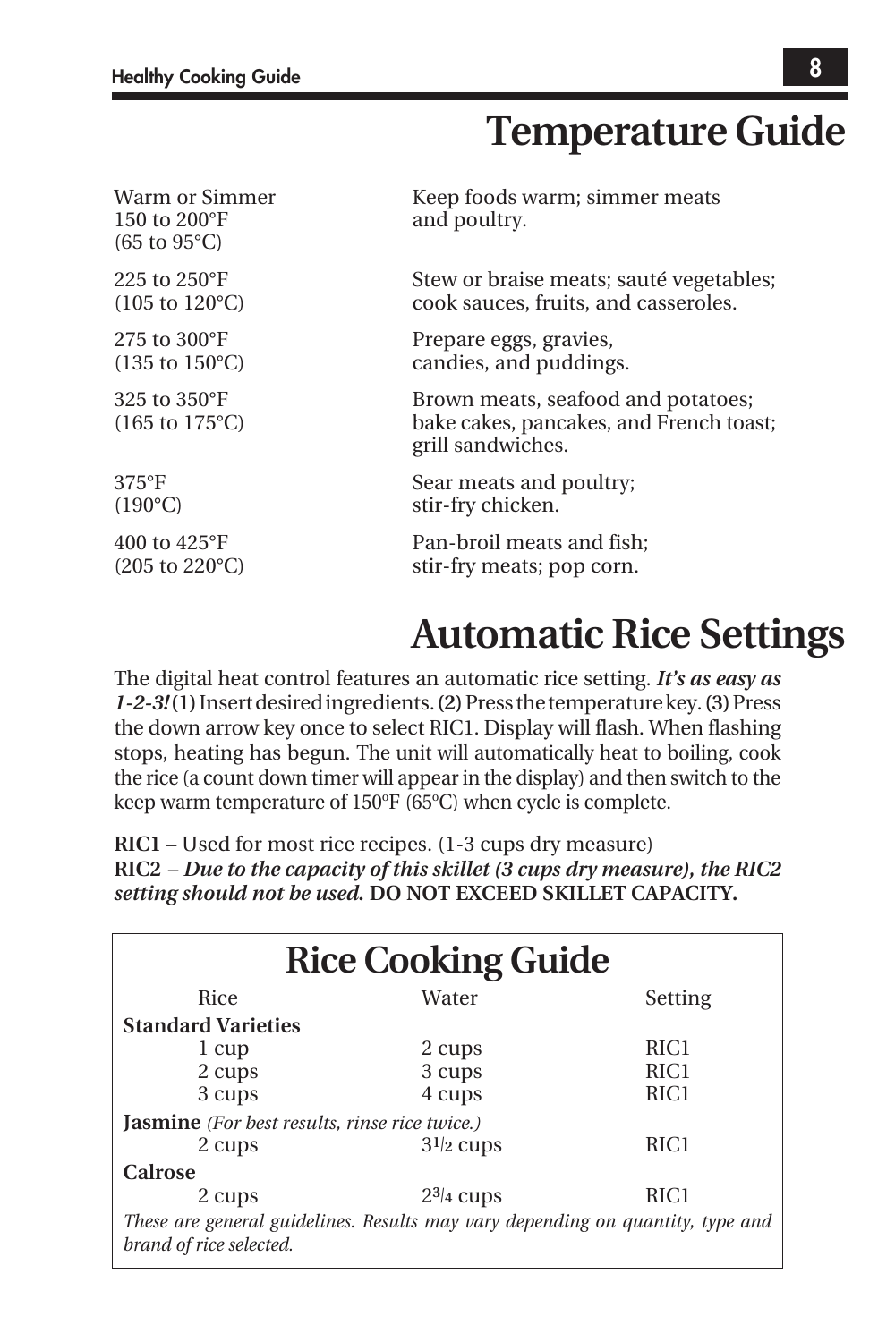# Temperature Guide

| | |
|---|---|
| Warm or Simmer 150 to 200°F (65 to 95°C) | Keep foods warm; simmer meats and poultry. |
| 225 to 250°F (105 to 120°C) | Stew or braise meats; sauté vegetables; cook sauces, fruits, and casseroles. |
| 275 to 300°F (135 to 150°C) | Prepare eggs, gravies, candies, and puddings. |
| 325 to 350°F (165 to 175°C) | Brown meats, seafood and potatoes; bake cakes, pancakes, and French toast; grill sandwiches. |
| 375°F (190°C) | Sear meats and poultry; stir-fry chicken. |
| 400 to 425°F (205 to 220°C) | Pan-broil meats and fish; stir-fry meats; pop corn. |

# Automatic Rice Settings

The digital heat control features an automatic rice setting. ***It's as easy as 1-2-3!*** **(1)** Insert desired ingredients. **(2)** Press the temperature key. **(3)** Press the down arrow key once to select RIC1. Display will flash. When flashing stops, heating has begun. The unit will automatically heat to boiling, cook the rice (a count down timer will appear in the display) and then switch to the keep warm temperature of 150ºF (65ºC) when cycle is complete.

**RIC1** – Used for most rice recipes. (1-3 cups dry measure)
**RIC2** – ***Due to the capacity of this skillet (3 cups dry measure), the RIC2 setting should not be used.*** **DO NOT EXCEED SKILLET CAPACITY.**

## Rice Cooking Guide

| Rice | Water | Setting |
|---|---|---|
| **Standard Varieties** | | |
| 1 cup | 2 cups | RIC1 |
| 2 cups | 3 cups | RIC1 |
| 3 cups | 4 cups | RIC1 |
| **Jasmine** *(For best results, rinse rice twice.)* | | |
| 2 cups | 3 1/2 cups | RIC1 |
| **Calrose** | | |
| 2 cups | 2 3/4 cups | RIC1 |

*These are general guidelines. Results may vary depending on quantity, type and brand of rice selected.*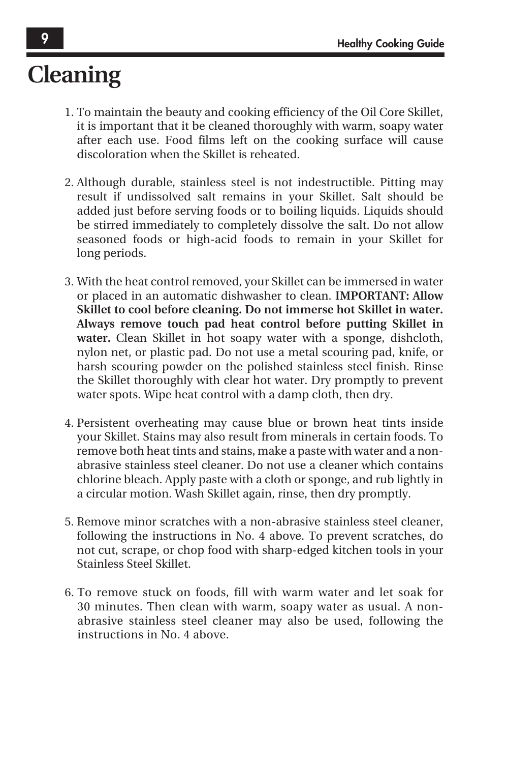# Cleaning

1. To maintain the beauty and cooking efficiency of the Oil Core Skillet, it is important that it be cleaned thoroughly with warm, soapy water after each use. Food films left on the cooking surface will cause discoloration when the Skillet is reheated.

2. Although durable, stainless steel is not indestructible. Pitting may result if undissolved salt remains in your Skillet. Salt should be added just before serving foods or to boiling liquids. Liquids should be stirred immediately to completely dissolve the salt. Do not allow seasoned foods or high-acid foods to remain in your Skillet for long periods.

3. With the heat control removed, your Skillet can be immersed in water or placed in an automatic dishwasher to clean. **IMPORTANT: Allow Skillet to cool before cleaning. Do not immerse hot Skillet in water. Always remove touch pad heat control before putting Skillet in water.** Clean Skillet in hot soapy water with a sponge, dishcloth, nylon net, or plastic pad. Do not use a metal scouring pad, knife, or harsh scouring powder on the polished stainless steel finish. Rinse the Skillet thoroughly with clear hot water. Dry promptly to prevent water spots. Wipe heat control with a damp cloth, then dry.

4. Persistent overheating may cause blue or brown heat tints inside your Skillet. Stains may also result from minerals in certain foods. To remove both heat tints and stains, make a paste with water and a non-abrasive stainless steel cleaner. Do not use a cleaner which contains chlorine bleach. Apply paste with a cloth or sponge, and rub lightly in a circular motion. Wash Skillet again, rinse, then dry promptly.

5. Remove minor scratches with a non-abrasive stainless steel cleaner, following the instructions in No. 4 above. To prevent scratches, do not cut, scrape, or chop food with sharp-edged kitchen tools in your Stainless Steel Skillet.

6. To remove stuck on foods, fill with warm water and let soak for 30 minutes. Then clean with warm, soapy water as usual. A non-abrasive stainless steel cleaner may also be used, following the instructions in No. 4 above.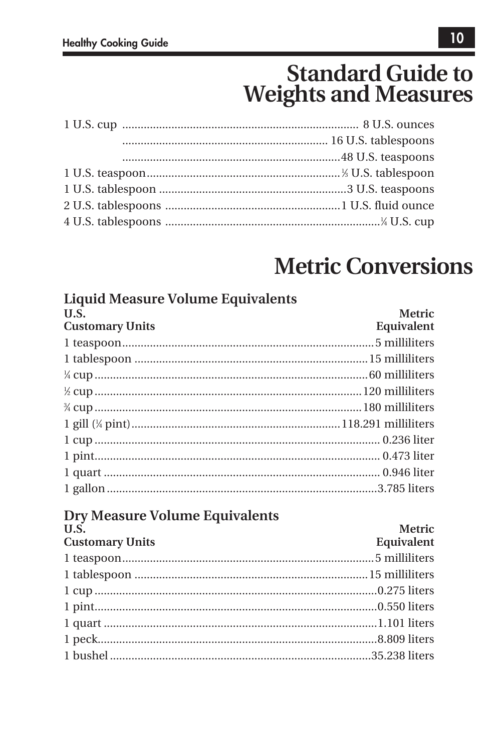# Standard Guide to Weights and Measures

| | |
|---|---|
| 1 U.S. cup | 8 U.S. ounces |
| | 16 U.S. tablespoons |
| | 48 U.S. teaspoons |
| 1 U.S. teaspoon | ⅓ U.S. tablespoon |
| 1 U.S. tablespoon | 3 U.S. teaspoons |
| 2 U.S. tablespoons | 1 U.S. fluid ounce |
| 4 U.S. tablespoons | ¼ U.S. cup |

# Metric Conversions

## Liquid Measure Volume Equivalents

| U.S. Customary Units | Metric Equivalent |
|---|---|
| 1 teaspoon | 5 milliliters |
| 1 tablespoon | 15 milliliters |
| ¼ cup | 60 milliliters |
| ½ cup | 120 milliliters |
| ¾ cup | 180 milliliters |
| 1 gill (¼ pint) | 118.291 milliliters |
| 1 cup | 0.236 liter |
| 1 pint | 0.473 liter |
| 1 quart | 0.946 liter |
| 1 gallon | 3.785 liters |

## Dry Measure Volume Equivalents

| U.S. Customary Units | Metric Equivalent |
|---|---|
| 1 teaspoon | 5 milliliters |
| 1 tablespoon | 15 milliliters |
| 1 cup | 0.275 liters |
| 1 pint | 0.550 liters |
| 1 quart | 1.101 liters |
| 1 peck | 8.809 liters |
| 1 bushel | 35.238 liters |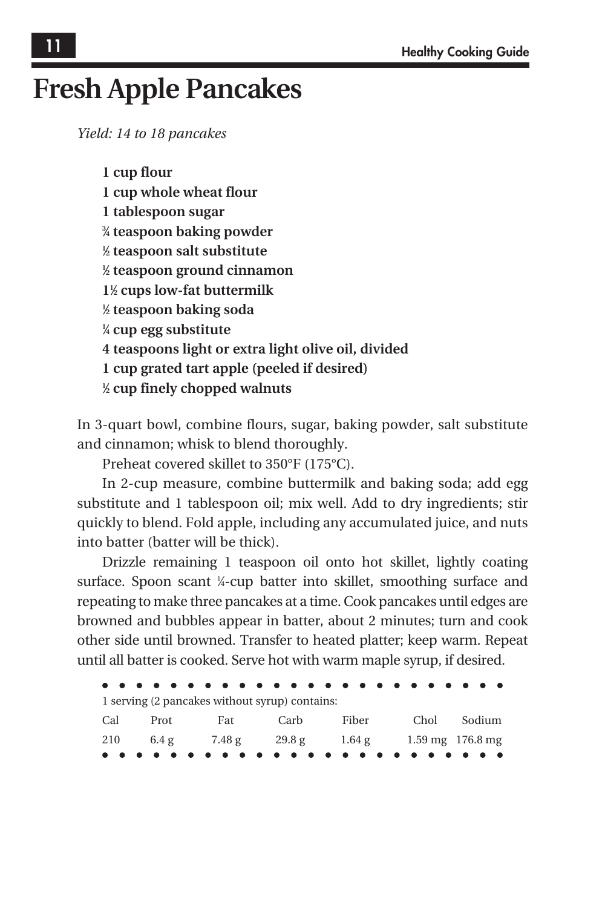# Fresh Apple Pancakes

*Yield: 14 to 18 pancakes*

**1 cup flour**
**1 cup whole wheat flour**
**1 tablespoon sugar**
**¾ teaspoon baking powder**
**½ teaspoon salt substitute**
**½ teaspoon ground cinnamon**
**1½ cups low-fat buttermilk**
**½ teaspoon baking soda**
**¼ cup egg substitute**
**4 teaspoons light or extra light olive oil, divided**
**1 cup grated tart apple (peeled if desired)**
**½ cup finely chopped walnuts**

In 3-quart bowl, combine flours, sugar, baking powder, salt substitute and cinnamon; whisk to blend thoroughly.

Preheat covered skillet to 350°F (175°C).

In 2-cup measure, combine buttermilk and baking soda; add egg substitute and 1 tablespoon oil; mix well. Add to dry ingredients; stir quickly to blend. Fold apple, including any accumulated juice, and nuts into batter (batter will be thick).

Drizzle remaining 1 teaspoon oil onto hot skillet, lightly coating surface. Spoon scant ¼-cup batter into skillet, smoothing surface and repeating to make three pancakes at a time. Cook pancakes until edges are browned and bubbles appear in batter, about 2 minutes; turn and cook other side until browned. Transfer to heated platter; keep warm. Repeat until all batter is cooked. Serve hot with warm maple syrup, if desired.

1 serving (2 pancakes without syrup) contains:

| Cal | Prot | Fat | Carb | Fiber | Chol | Sodium |
|---|---|---|---|---|---|---|
| 210 | 6.4 g | 7.48 g | 29.8 g | 1.64 g | 1.59 mg | 176.8 mg |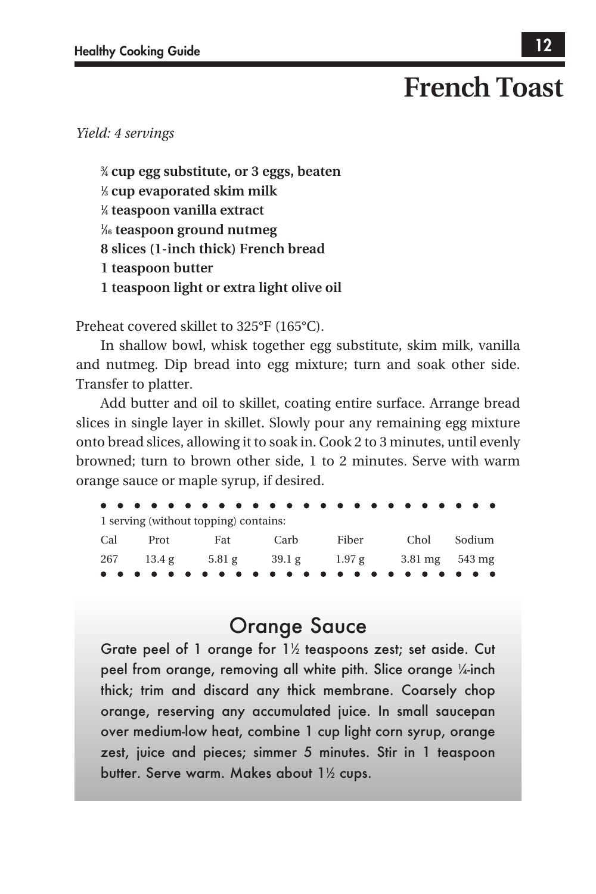# French Toast

*Yield: 4 servings*

**¾ cup egg substitute, or 3 eggs, beaten**
**⅓ cup evaporated skim milk**
**¼ teaspoon vanilla extract**
**1⁄16 teaspoon ground nutmeg**
**8 slices (1-inch thick) French bread**
**1 teaspoon butter**
**1 teaspoon light or extra light olive oil**

Preheat covered skillet to 325°F (165°C).

In shallow bowl, whisk together egg substitute, skim milk, vanilla and nutmeg. Dip bread into egg mixture; turn and soak other side. Transfer to platter.

Add butter and oil to skillet, coating entire surface. Arrange bread slices in single layer in skillet. Slowly pour any remaining egg mixture onto bread slices, allowing it to soak in. Cook 2 to 3 minutes, until evenly browned; turn to brown other side, 1 to 2 minutes. Serve with warm orange sauce or maple syrup, if desired.

1 serving (without topping) contains:

| Cal | Prot | Fat | Carb | Fiber | Chol | Sodium |
|---|---|---|---|---|---|---|
| 267 | 13.4 g | 5.81 g | 39.1 g | 1.97 g | 3.81 mg | 543 mg |

## Orange Sauce

Grate peel of 1 orange for 1½ teaspoons zest; set aside. Cut peel from orange, removing all white pith. Slice orange ¼-inch thick; trim and discard any thick membrane. Coarsely chop orange, reserving any accumulated juice. In small saucepan over medium-low heat, combine 1 cup light corn syrup, orange zest, juice and pieces; simmer 5 minutes. Stir in 1 teaspoon butter. Serve warm. Makes about 1½ cups.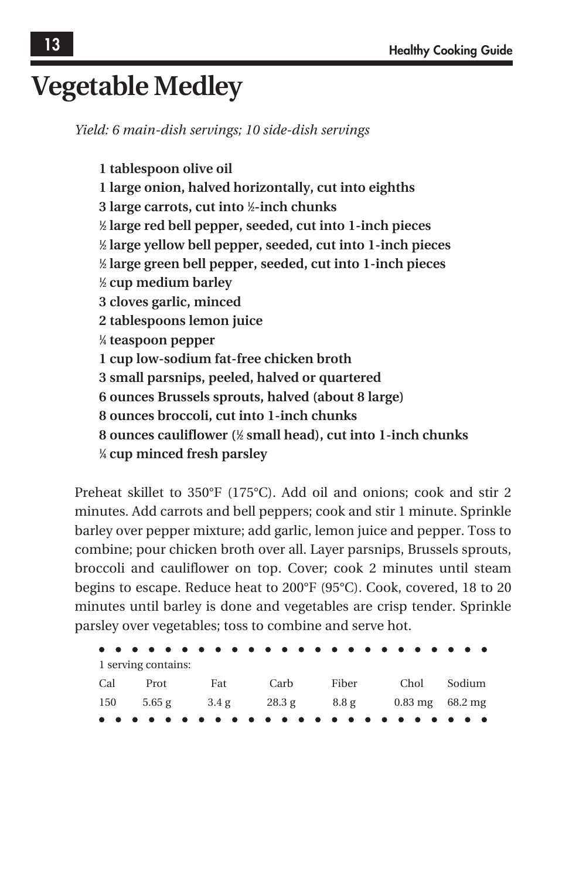# Vegetable Medley

*Yield: 6 main-dish servings; 10 side-dish servings*

**1 tablespoon olive oil**
**1 large onion, halved horizontally, cut into eighths**
**3 large carrots, cut into ½-inch chunks**
**½ large red bell pepper, seeded, cut into 1-inch pieces**
**½ large yellow bell pepper, seeded, cut into 1-inch pieces**
**½ large green bell pepper, seeded, cut into 1-inch pieces**
**½ cup medium barley**
**3 cloves garlic, minced**
**2 tablespoons lemon juice**
**¼ teaspoon pepper**
**1 cup low-sodium fat-free chicken broth**
**3 small parsnips, peeled, halved or quartered**
**6 ounces Brussels sprouts, halved (about 8 large)**
**8 ounces broccoli, cut into 1-inch chunks**
**8 ounces cauliflower (½ small head), cut into 1-inch chunks**
**¼ cup minced fresh parsley**

Preheat skillet to 350°F (175°C). Add oil and onions; cook and stir 2 minutes. Add carrots and bell peppers; cook and stir 1 minute. Sprinkle barley over pepper mixture; add garlic, lemon juice and pepper. Toss to combine; pour chicken broth over all. Layer parsnips, Brussels sprouts, broccoli and cauliflower on top. Cover; cook 2 minutes until steam begins to escape. Reduce heat to 200°F (95°C). Cook, covered, 18 to 20 minutes until barley is done and vegetables are crisp tender. Sprinkle parsley over vegetables; toss to combine and serve hot.

1 serving contains:

| Cal | Prot | Fat | Carb | Fiber | Chol | Sodium |
|---|---|---|---|---|---|---|
| 150 | 5.65 g | 3.4 g | 28.3 g | 8.8 g | 0.83 mg | 68.2 mg |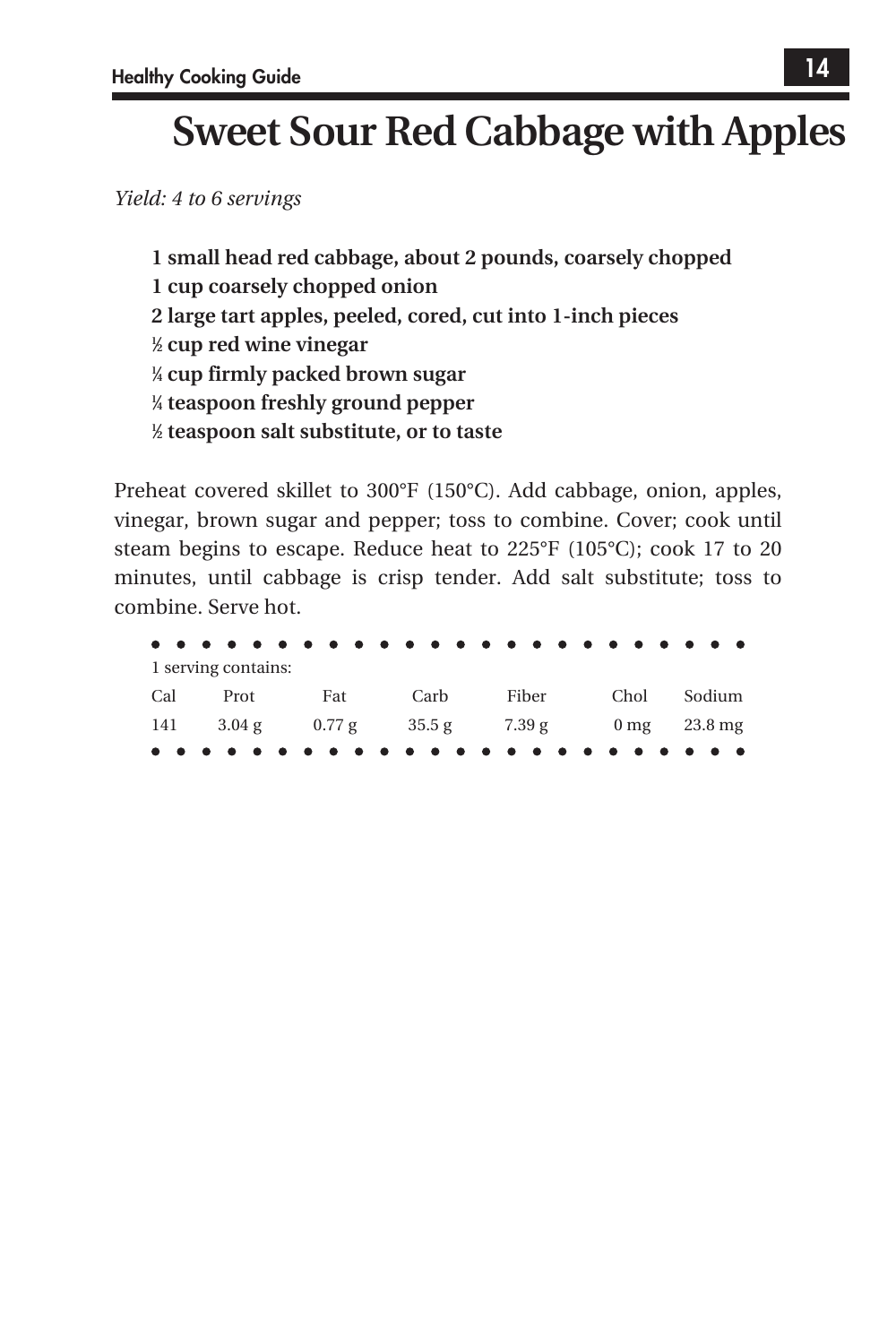# Sweet Sour Red Cabbage with Apples

*Yield: 4 to 6 servings*

**1 small head red cabbage, about 2 pounds, coarsely chopped**
**1 cup coarsely chopped onion**
**2 large tart apples, peeled, cored, cut into 1-inch pieces**
**½ cup red wine vinegar**
**¼ cup firmly packed brown sugar**
**¼ teaspoon freshly ground pepper**
**½ teaspoon salt substitute, or to taste**

Preheat covered skillet to 300°F (150°C). Add cabbage, onion, apples, vinegar, brown sugar and pepper; toss to combine. Cover; cook until steam begins to escape. Reduce heat to 225°F (105°C); cook 17 to 20 minutes, until cabbage is crisp tender. Add salt substitute; toss to combine. Serve hot.

1 serving contains:

| Cal | Prot | Fat | Carb | Fiber | Chol | Sodium |
|---|---|---|---|---|---|---|
| 141 | 3.04 g | 0.77 g | 35.5 g | 7.39 g | 0 mg | 23.8 mg |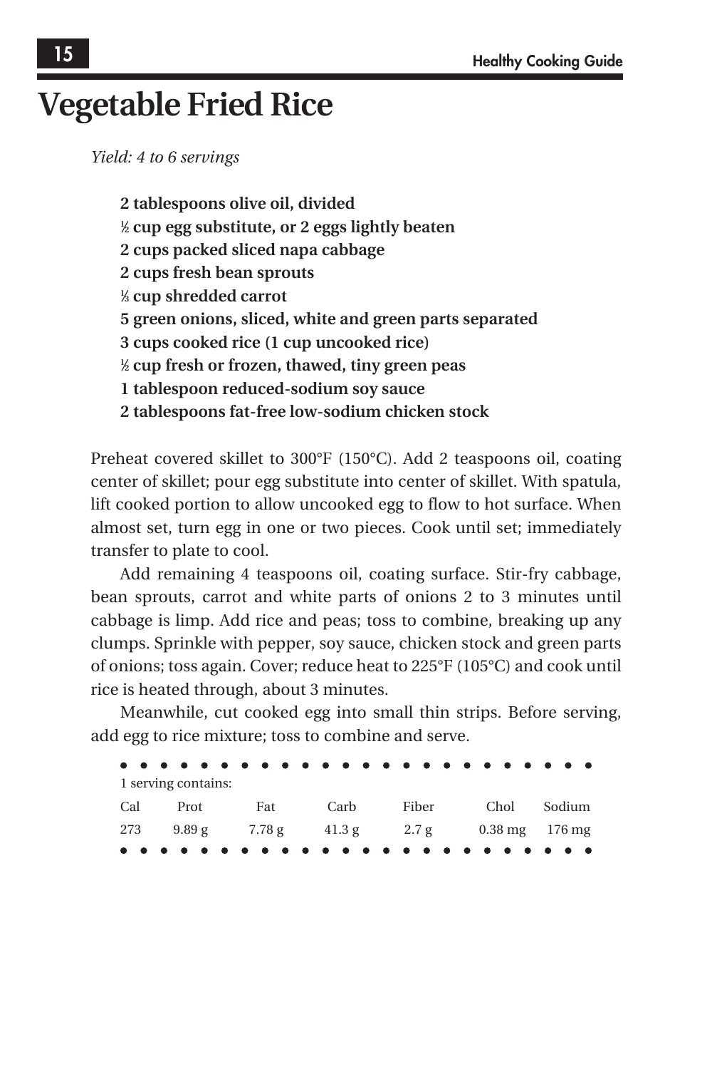# Vegetable Fried Rice

*Yield: 4 to 6 servings*

**2 tablespoons olive oil, divided**
**½ cup egg substitute, or 2 eggs lightly beaten**
**2 cups packed sliced napa cabbage**
**2 cups fresh bean sprouts**
**⅓ cup shredded carrot**
**5 green onions, sliced, white and green parts separated**
**3 cups cooked rice (1 cup uncooked rice)**
**½ cup fresh or frozen, thawed, tiny green peas**
**1 tablespoon reduced-sodium soy sauce**
**2 tablespoons fat-free low-sodium chicken stock**

Preheat covered skillet to 300°F (150°C). Add 2 teaspoons oil, coating center of skillet; pour egg substitute into center of skillet. With spatula, lift cooked portion to allow uncooked egg to flow to hot surface. When almost set, turn egg in one or two pieces. Cook until set; immediately transfer to plate to cool.

Add remaining 4 teaspoons oil, coating surface. Stir-fry cabbage, bean sprouts, carrot and white parts of onions 2 to 3 minutes until cabbage is limp. Add rice and peas; toss to combine, breaking up any clumps. Sprinkle with pepper, soy sauce, chicken stock and green parts of onions; toss again. Cover; reduce heat to 225°F (105°C) and cook until rice is heated through, about 3 minutes.

Meanwhile, cut cooked egg into small thin strips. Before serving, add egg to rice mixture; toss to combine and serve.

1 serving contains:

| Cal | Prot | Fat | Carb | Fiber | Chol | Sodium |
|---|---|---|---|---|---|---|
| 273 | 9.89 g | 7.78 g | 41.3 g | 2.7 g | 0.38 mg | 176 mg |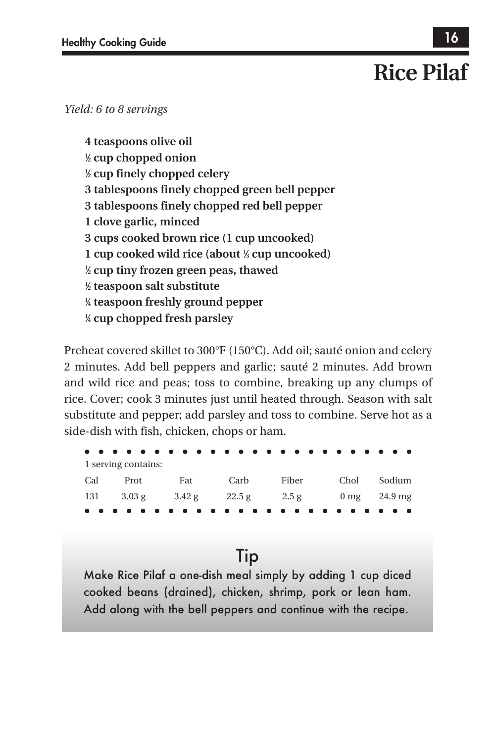# Rice Pilaf

*Yield: 6 to 8 servings*

**4 teaspoons olive oil**
**½ cup chopped onion**
**½ cup finely chopped celery**
**3 tablespoons finely chopped green bell pepper**
**3 tablespoons finely chopped red bell pepper**
**1 clove garlic, minced**
**3 cups cooked brown rice (1 cup uncooked)**
**1 cup cooked wild rice (about ⅓ cup uncooked)**
**½ cup tiny frozen green peas, thawed**
**½ teaspoon salt substitute**
**¼ teaspoon freshly ground pepper**
**¼ cup chopped fresh parsley**

Preheat covered skillet to 300°F (150°C). Add oil; sauté onion and celery 2 minutes. Add bell peppers and garlic; sauté 2 minutes. Add brown and wild rice and peas; toss to combine, breaking up any clumps of rice. Cover; cook 3 minutes just until heated through. Season with salt substitute and pepper; add parsley and toss to combine. Serve hot as a side-dish with fish, chicken, chops or ham.

1 serving contains:

| Cal | Prot | Fat | Carb | Fiber | Chol | Sodium |
|---|---|---|---|---|---|---|
| 131 | 3.03 g | 3.42 g | 22.5 g | 2.5 g | 0 mg | 24.9 mg |

## Tip

Make Rice Pilaf a one-dish meal simply by adding 1 cup diced cooked beans (drained), chicken, shrimp, pork or lean ham. Add along with the bell peppers and continue with the recipe.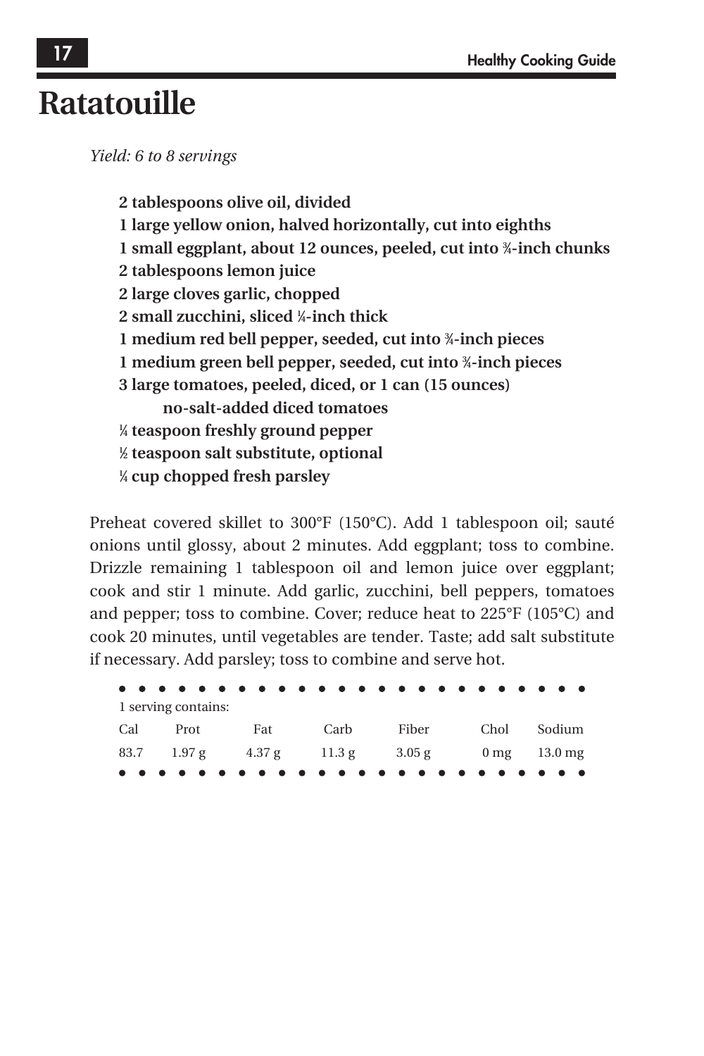# Ratatouille

*Yield: 6 to 8 servings*

**2 tablespoons olive oil, divided**
**1 large yellow onion, halved horizontally, cut into eighths**
**1 small eggplant, about 12 ounces, peeled, cut into ¾-inch chunks**
**2 tablespoons lemon juice**
**2 large cloves garlic, chopped**
**2 small zucchini, sliced ¼-inch thick**
**1 medium red bell pepper, seeded, cut into ¾-inch pieces**
**1 medium green bell pepper, seeded, cut into ¾-inch pieces**
**3 large tomatoes, peeled, diced, or 1 can (15 ounces) no-salt-added diced tomatoes**
**¼ teaspoon freshly ground pepper**
**½ teaspoon salt substitute, optional**
**¼ cup chopped fresh parsley**

Preheat covered skillet to 300°F (150°C). Add 1 tablespoon oil; sauté onions until glossy, about 2 minutes. Add eggplant; toss to combine. Drizzle remaining 1 tablespoon oil and lemon juice over eggplant; cook and stir 1 minute. Add garlic, zucchini, bell peppers, tomatoes and pepper; toss to combine. Cover; reduce heat to 225°F (105°C) and cook 20 minutes, until vegetables are tender. Taste; add salt substitute if necessary. Add parsley; toss to combine and serve hot.

1 serving contains:

| Cal | Prot | Fat | Carb | Fiber | Chol | Sodium |
|---|---|---|---|---|---|---|
| 83.7 | 1.97 g | 4.37 g | 11.3 g | 3.05 g | 0 mg | 13.0 mg |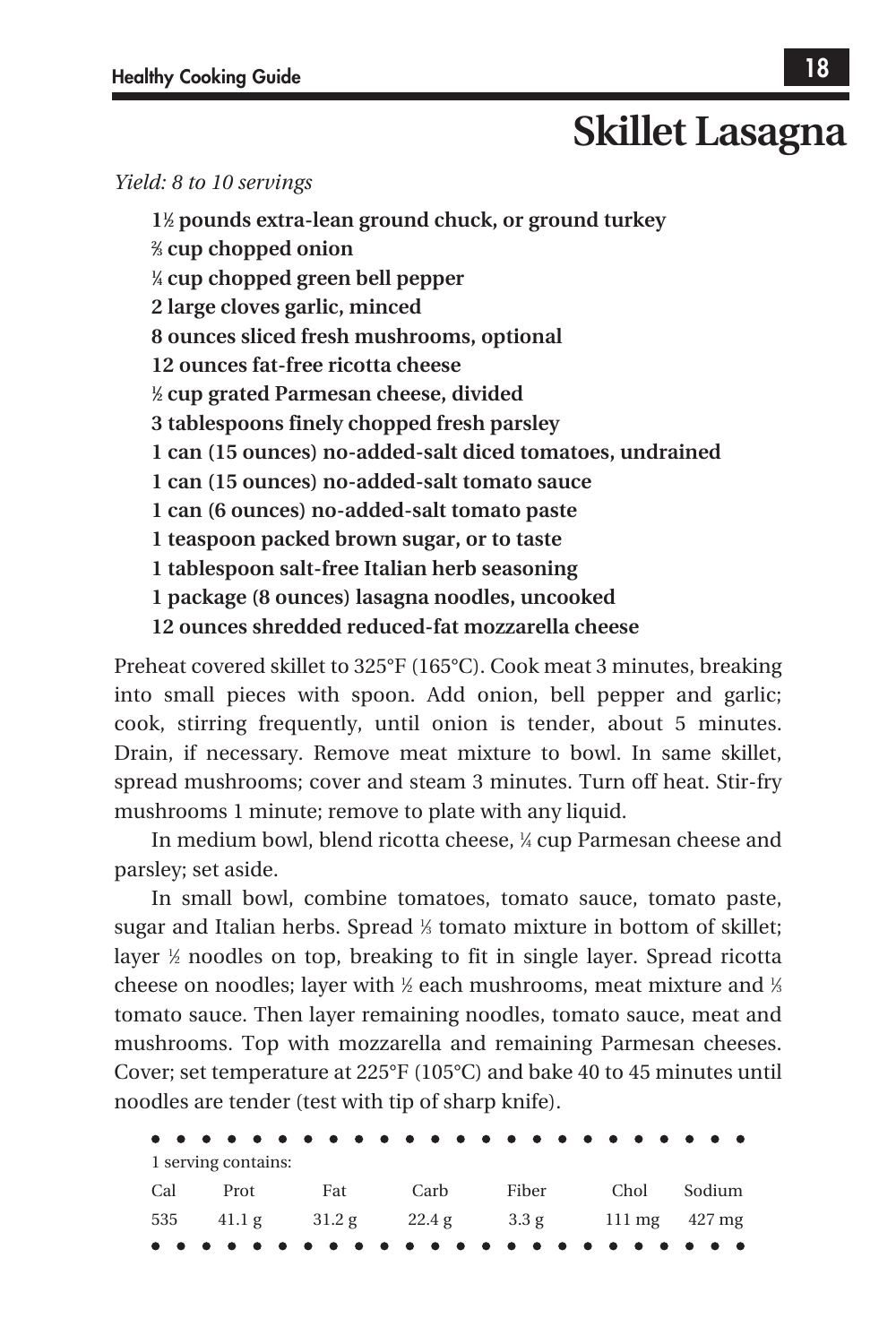# Skillet Lasagna

*Yield: 8 to 10 servings*

**1½ pounds extra-lean ground chuck, or ground turkey**
**⅔ cup chopped onion**
**¼ cup chopped green bell pepper**
**2 large cloves garlic, minced**
**8 ounces sliced fresh mushrooms, optional**
**12 ounces fat-free ricotta cheese**
**½ cup grated Parmesan cheese, divided**
**3 tablespoons finely chopped fresh parsley**
**1 can (15 ounces) no-added-salt diced tomatoes, undrained**
**1 can (15 ounces) no-added-salt tomato sauce**
**1 can (6 ounces) no-added-salt tomato paste**
**1 teaspoon packed brown sugar, or to taste**
**1 tablespoon salt-free Italian herb seasoning**
**1 package (8 ounces) lasagna noodles, uncooked**
**12 ounces shredded reduced-fat mozzarella cheese**

Preheat covered skillet to 325°F (165°C). Cook meat 3 minutes, breaking into small pieces with spoon. Add onion, bell pepper and garlic; cook, stirring frequently, until onion is tender, about 5 minutes. Drain, if necessary. Remove meat mixture to bowl. In same skillet, spread mushrooms; cover and steam 3 minutes. Turn off heat. Stir-fry mushrooms 1 minute; remove to plate with any liquid.

In medium bowl, blend ricotta cheese, ¼ cup Parmesan cheese and parsley; set aside.

In small bowl, combine tomatoes, tomato sauce, tomato paste, sugar and Italian herbs. Spread ⅓ tomato mixture in bottom of skillet; layer ½ noodles on top, breaking to fit in single layer. Spread ricotta cheese on noodles; layer with ½ each mushrooms, meat mixture and ⅓ tomato sauce. Then layer remaining noodles, tomato sauce, meat and mushrooms. Top with mozzarella and remaining Parmesan cheeses. Cover; set temperature at 225°F (105°C) and bake 40 to 45 minutes until noodles are tender (test with tip of sharp knife).

1 serving contains:

| Cal | Prot | Fat | Carb | Fiber | Chol | Sodium |
|---|---|---|---|---|---|---|
| 535 | 41.1 g | 31.2 g | 22.4 g | 3.3 g | 111 mg | 427 mg |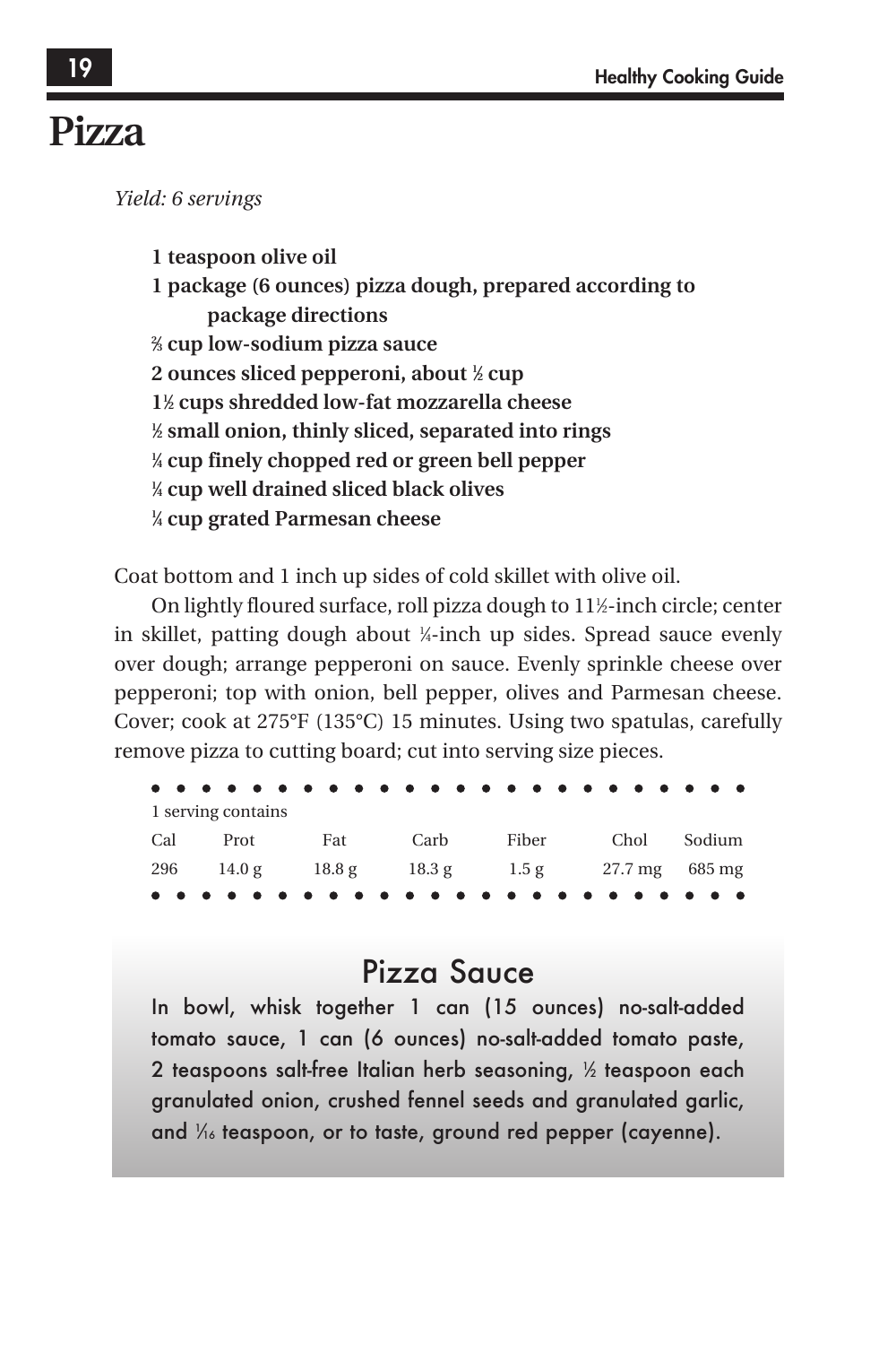# Pizza

*Yield: 6 servings*

**1 teaspoon olive oil**
**1 package (6 ounces) pizza dough, prepared according to package directions**
**⅔ cup low-sodium pizza sauce**
**2 ounces sliced pepperoni, about ½ cup**
**1½ cups shredded low-fat mozzarella cheese**
**½ small onion, thinly sliced, separated into rings**
**¼ cup finely chopped red or green bell pepper**
**¼ cup well drained sliced black olives**
**¼ cup grated Parmesan cheese**

Coat bottom and 1 inch up sides of cold skillet with olive oil.

On lightly floured surface, roll pizza dough to 11½-inch circle; center in skillet, patting dough about ¼-inch up sides. Spread sauce evenly over dough; arrange pepperoni on sauce. Evenly sprinkle cheese over pepperoni; top with onion, bell pepper, olives and Parmesan cheese. Cover; cook at 275°F (135°C) 15 minutes. Using two spatulas, carefully remove pizza to cutting board; cut into serving size pieces.

1 serving contains

| Cal | Prot | Fat | Carb | Fiber | Chol | Sodium |
|---|---|---|---|---|---|---|
| 296 | 14.0 g | 18.8 g | 18.3 g | 1.5 g | 27.7 mg | 685 mg |

## Pizza Sauce

In bowl, whisk together 1 can (15 ounces) no-salt-added tomato sauce, 1 can (6 ounces) no-salt-added tomato paste, 2 teaspoons salt-free Italian herb seasoning, ½ teaspoon each granulated onion, crushed fennel seeds and granulated garlic, and 1⁄16 teaspoon, or to taste, ground red pepper (cayenne).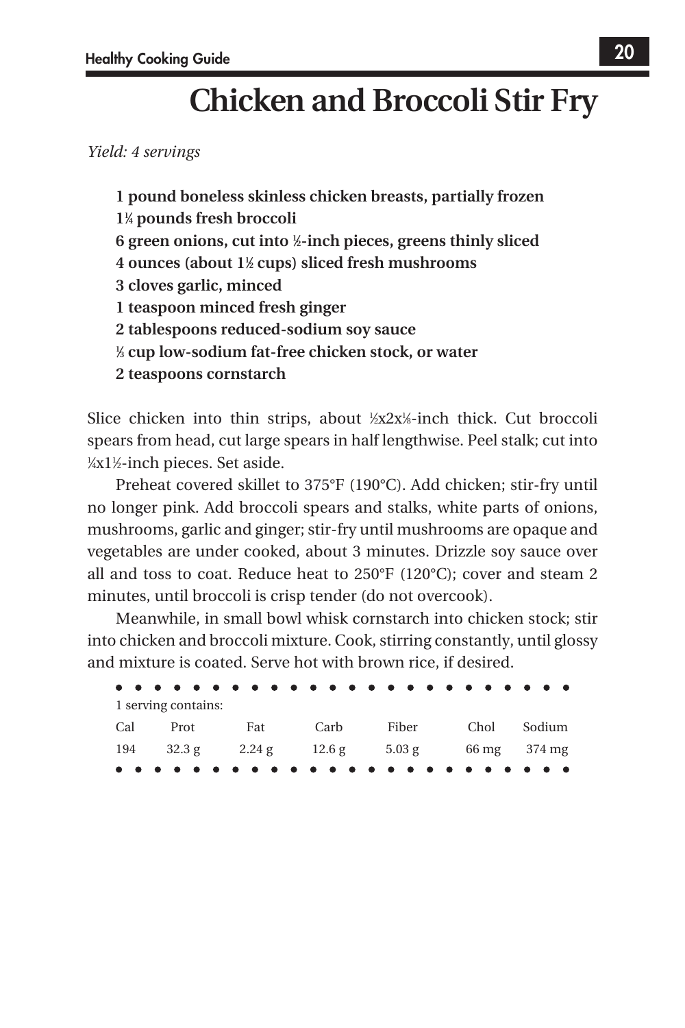# Chicken and Broccoli Stir Fry

*Yield: 4 servings*

**1 pound boneless skinless chicken breasts, partially frozen**
**1¼ pounds fresh broccoli**
**6 green onions, cut into ½-inch pieces, greens thinly sliced**
**4 ounces (about 1½ cups) sliced fresh mushrooms**
**3 cloves garlic, minced**
**1 teaspoon minced fresh ginger**
**2 tablespoons reduced-sodium soy sauce**
**⅓ cup low-sodium fat-free chicken stock, or water**
**2 teaspoons cornstarch**

Slice chicken into thin strips, about ½x2x⅛-inch thick. Cut broccoli spears from head, cut large spears in half lengthwise. Peel stalk; cut into ¼x1½-inch pieces. Set aside.

Preheat covered skillet to 375°F (190°C). Add chicken; stir-fry until no longer pink. Add broccoli spears and stalks, white parts of onions, mushrooms, garlic and ginger; stir-fry until mushrooms are opaque and vegetables are under cooked, about 3 minutes. Drizzle soy sauce over all and toss to coat. Reduce heat to 250°F (120°C); cover and steam 2 minutes, until broccoli is crisp tender (do not overcook).

Meanwhile, in small bowl whisk cornstarch into chicken stock; stir into chicken and broccoli mixture. Cook, stirring constantly, until glossy and mixture is coated. Serve hot with brown rice, if desired.

1 serving contains:

| Cal | Prot | Fat | Carb | Fiber | Chol | Sodium |
|---|---|---|---|---|---|---|
| 194 | 32.3 g | 2.24 g | 12.6 g | 5.03 g | 66 mg | 374 mg |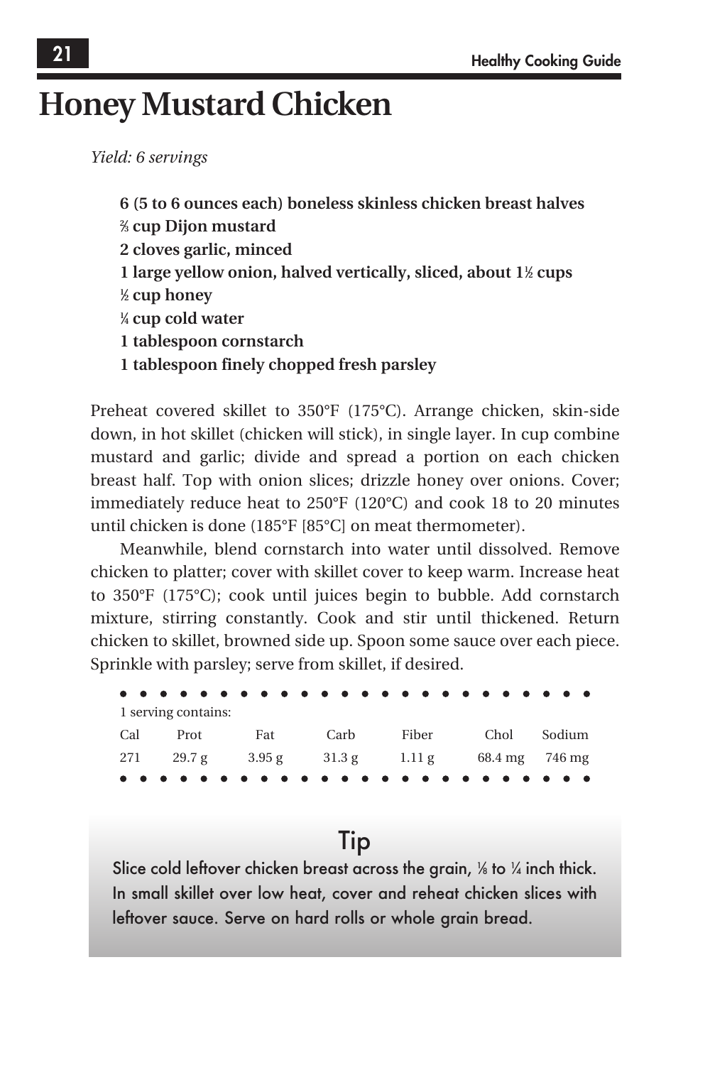# Honey Mustard Chicken

*Yield: 6 servings*

**6 (5 to 6 ounces each) boneless skinless chicken breast halves**
**⅔ cup Dijon mustard**
**2 cloves garlic, minced**
**1 large yellow onion, halved vertically, sliced, about 1½ cups**
**½ cup honey**
**¼ cup cold water**
**1 tablespoon cornstarch**
**1 tablespoon finely chopped fresh parsley**

Preheat covered skillet to 350°F (175°C). Arrange chicken, skin-side down, in hot skillet (chicken will stick), in single layer. In cup combine mustard and garlic; divide and spread a portion on each chicken breast half. Top with onion slices; drizzle honey over onions. Cover; immediately reduce heat to 250°F (120°C) and cook 18 to 20 minutes until chicken is done (185°F [85°C] on meat thermometer).

Meanwhile, blend cornstarch into water until dissolved. Remove chicken to platter; cover with skillet cover to keep warm. Increase heat to 350°F (175°C); cook until juices begin to bubble. Add cornstarch mixture, stirring constantly. Cook and stir until thickened. Return chicken to skillet, browned side up. Spoon some sauce over each piece. Sprinkle with parsley; serve from skillet, if desired.

1 serving contains:

| Cal | Prot | Fat | Carb | Fiber | Chol | Sodium |
|---|---|---|---|---|---|---|
| 271 | 29.7 g | 3.95 g | 31.3 g | 1.11 g | 68.4 mg | 746 mg |

## Tip

Slice cold leftover chicken breast across the grain, ⅛ to ¼ inch thick. In small skillet over low heat, cover and reheat chicken slices with leftover sauce. Serve on hard rolls or whole grain bread.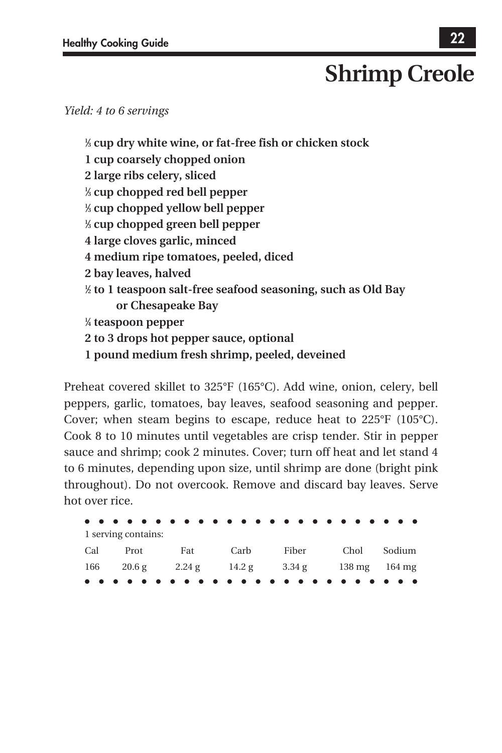# Shrimp Creole

*Yield: 4 to 6 servings*

**⅓ cup dry white wine, or fat-free fish or chicken stock**
**1 cup coarsely chopped onion**
**2 large ribs celery, sliced**
**⅓ cup chopped red bell pepper**
**⅓ cup chopped yellow bell pepper**
**⅓ cup chopped green bell pepper**
**4 large cloves garlic, minced**
**4 medium ripe tomatoes, peeled, diced**
**2 bay leaves, halved**
**½ to 1 teaspoon salt-free seafood seasoning, such as Old Bay or Chesapeake Bay**
**¼ teaspoon pepper**
**2 to 3 drops hot pepper sauce, optional**
**1 pound medium fresh shrimp, peeled, deveined**

Preheat covered skillet to 325°F (165°C). Add wine, onion, celery, bell peppers, garlic, tomatoes, bay leaves, seafood seasoning and pepper. Cover; when steam begins to escape, reduce heat to 225°F (105°C). Cook 8 to 10 minutes until vegetables are crisp tender. Stir in pepper sauce and shrimp; cook 2 minutes. Cover; turn off heat and let stand 4 to 6 minutes, depending upon size, until shrimp are done (bright pink throughout). Do not overcook. Remove and discard bay leaves. Serve hot over rice.

1 serving contains:

| Cal | Prot | Fat | Carb | Fiber | Chol | Sodium |
|---|---|---|---|---|---|---|
| 166 | 20.6 g | 2.24 g | 14.2 g | 3.34 g | 138 mg | 164 mg |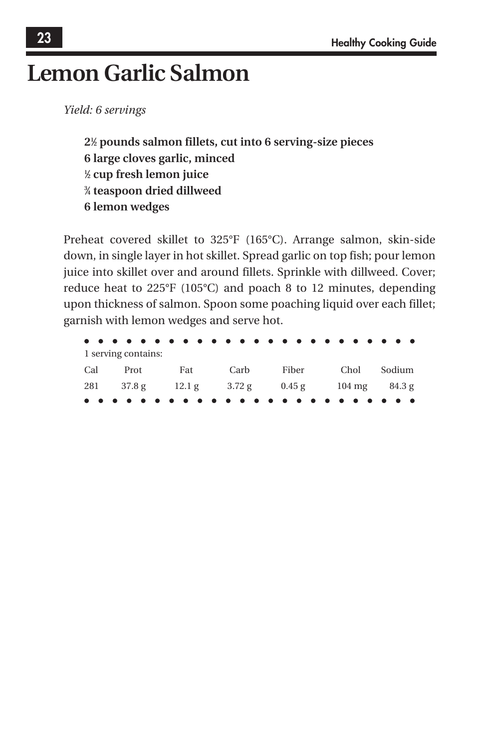# Lemon Garlic Salmon

*Yield: 6 servings*

**2½ pounds salmon fillets, cut into 6 serving-size pieces**
**6 large cloves garlic, minced**
**½ cup fresh lemon juice**
**¾ teaspoon dried dillweed**
**6 lemon wedges**

Preheat covered skillet to 325°F (165°C). Arrange salmon, skin-side down, in single layer in hot skillet. Spread garlic on top fish; pour lemon juice into skillet over and around fillets. Sprinkle with dillweed. Cover; reduce heat to 225°F (105°C) and poach 8 to 12 minutes, depending upon thickness of salmon. Spoon some poaching liquid over each fillet; garnish with lemon wedges and serve hot.

1 serving contains:

| Cal | Prot | Fat | Carb | Fiber | Chol | Sodium |
|---|---|---|---|---|---|---|
| 281 | 37.8 g | 12.1 g | 3.72 g | 0.45 g | 104 mg | 84.3 g |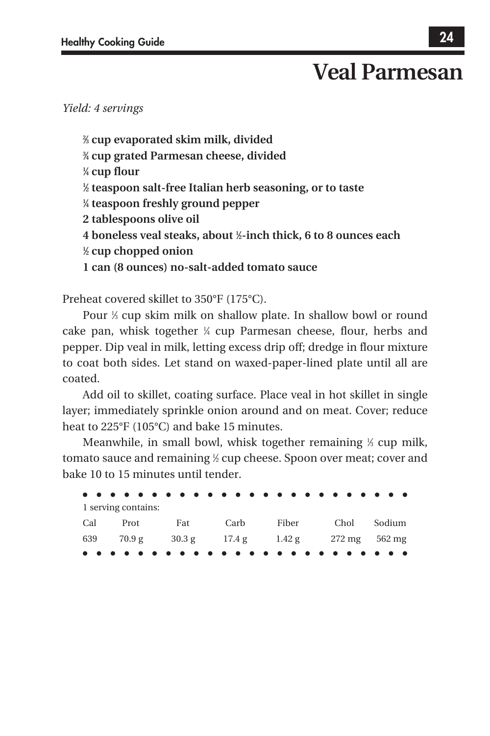# Veal Parmesan

*Yield: 4 servings*

**⅔ cup evaporated skim milk, divided**
**¾ cup grated Parmesan cheese, divided**
**¼ cup flour**
**½ teaspoon salt-free Italian herb seasoning, or to taste**
**¼ teaspoon freshly ground pepper**
**2 tablespoons olive oil**
**4 boneless veal steaks, about ½-inch thick, 6 to 8 ounces each**
**½ cup chopped onion**
**1 can (8 ounces) no-salt-added tomato sauce**

Preheat covered skillet to 350°F (175°C).

Pour ⅓ cup skim milk on shallow plate. In shallow bowl or round cake pan, whisk together ¼ cup Parmesan cheese, flour, herbs and pepper. Dip veal in milk, letting excess drip off; dredge in flour mixture to coat both sides. Let stand on waxed-paper-lined plate until all are coated.

Add oil to skillet, coating surface. Place veal in hot skillet in single layer; immediately sprinkle onion around and on meat. Cover; reduce heat to 225°F (105°C) and bake 15 minutes.

Meanwhile, in small bowl, whisk together remaining ⅓ cup milk, tomato sauce and remaining ½ cup cheese. Spoon over meat; cover and bake 10 to 15 minutes until tender.

1 serving contains:

| Cal | Prot | Fat | Carb | Fiber | Chol | Sodium |
|---|---|---|---|---|---|---|
| 639 | 70.9 g | 30.3 g | 17.4 g | 1.42 g | 272 mg | 562 mg |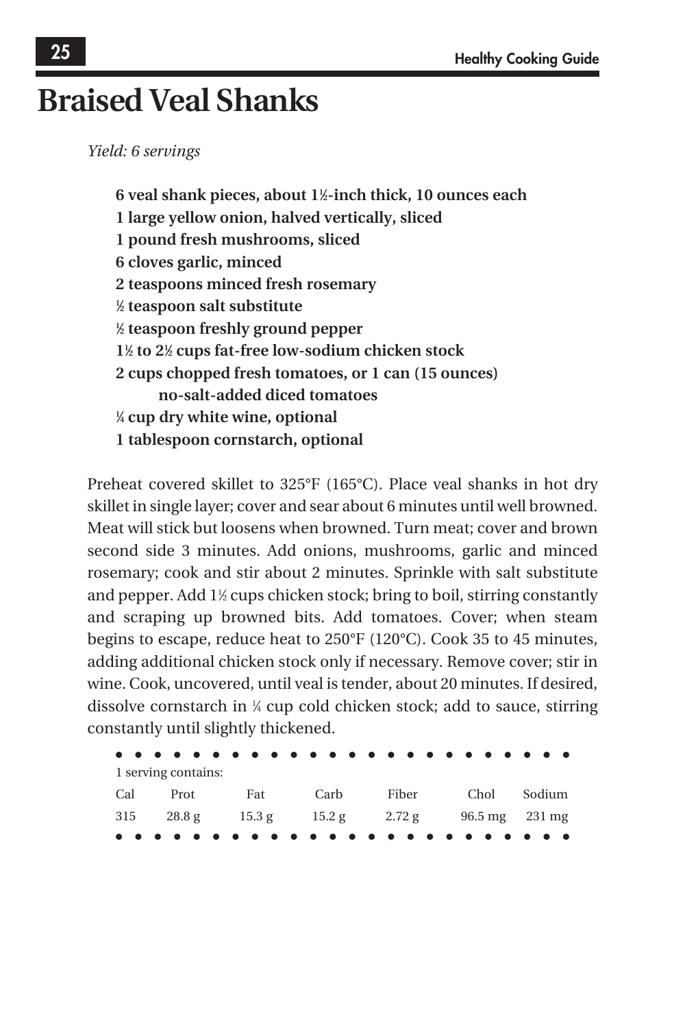# Braised Veal Shanks

*Yield: 6 servings*

**6 veal shank pieces, about 1½-inch thick, 10 ounces each**
**1 large yellow onion, halved vertically, sliced**
**1 pound fresh mushrooms, sliced**
**6 cloves garlic, minced**
**2 teaspoons minced fresh rosemary**
**½ teaspoon salt substitute**
**½ teaspoon freshly ground pepper**
**1½ to 2½ cups fat-free low-sodium chicken stock**
**2 cups chopped fresh tomatoes, or 1 can (15 ounces) no-salt-added diced tomatoes**
**¼ cup dry white wine, optional**
**1 tablespoon cornstarch, optional**

Preheat covered skillet to 325°F (165°C). Place veal shanks in hot dry skillet in single layer; cover and sear about 6 minutes until well browned. Meat will stick but loosens when browned. Turn meat; cover and brown second side 3 minutes. Add onions, mushrooms, garlic and minced rosemary; cook and stir about 2 minutes. Sprinkle with salt substitute and pepper. Add 1½ cups chicken stock; bring to boil, stirring constantly and scraping up browned bits. Add tomatoes. Cover; when steam begins to escape, reduce heat to 250°F (120°C). Cook 35 to 45 minutes, adding additional chicken stock only if necessary. Remove cover; stir in wine. Cook, uncovered, until veal is tender, about 20 minutes. If desired, dissolve cornstarch in ¼ cup cold chicken stock; add to sauce, stirring constantly until slightly thickened.

1 serving contains:

| Cal | Prot | Fat | Carb | Fiber | Chol | Sodium |
|---|---|---|---|---|---|---|
| 315 | 28.8 g | 15.3 g | 15.2 g | 2.72 g | 96.5 mg | 231 mg |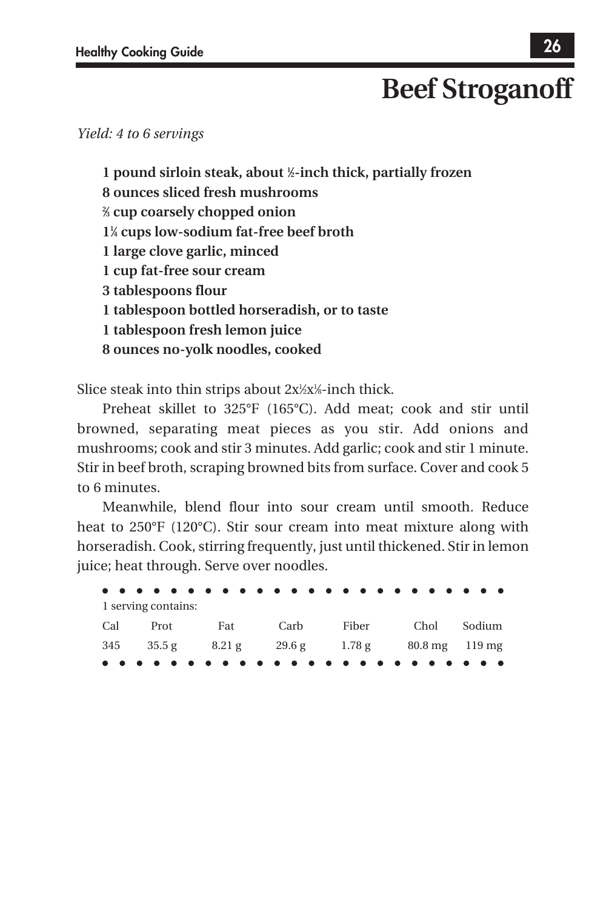# Beef Stroganoff

*Yield: 4 to 6 servings*

**1 pound sirloin steak, about ½-inch thick, partially frozen**
**8 ounces sliced fresh mushrooms**
**⅔ cup coarsely chopped onion**
**1¼ cups low-sodium fat-free beef broth**
**1 large clove garlic, minced**
**1 cup fat-free sour cream**
**3 tablespoons flour**
**1 tablespoon bottled horseradish, or to taste**
**1 tablespoon fresh lemon juice**
**8 ounces no-yolk noodles, cooked**

Slice steak into thin strips about 2x½x⅛-inch thick.

Preheat skillet to 325°F (165°C). Add meat; cook and stir until browned, separating meat pieces as you stir. Add onions and mushrooms; cook and stir 3 minutes. Add garlic; cook and stir 1 minute. Stir in beef broth, scraping browned bits from surface. Cover and cook 5 to 6 minutes.

Meanwhile, blend flour into sour cream until smooth. Reduce heat to 250°F (120°C). Stir sour cream into meat mixture along with horseradish. Cook, stirring frequently, just until thickened. Stir in lemon juice; heat through. Serve over noodles.

1 serving contains:

| Cal | Prot | Fat | Carb | Fiber | Chol | Sodium |
|---|---|---|---|---|---|---|
| 345 | 35.5 g | 8.21 g | 29.6 g | 1.78 g | 80.8 mg | 119 mg |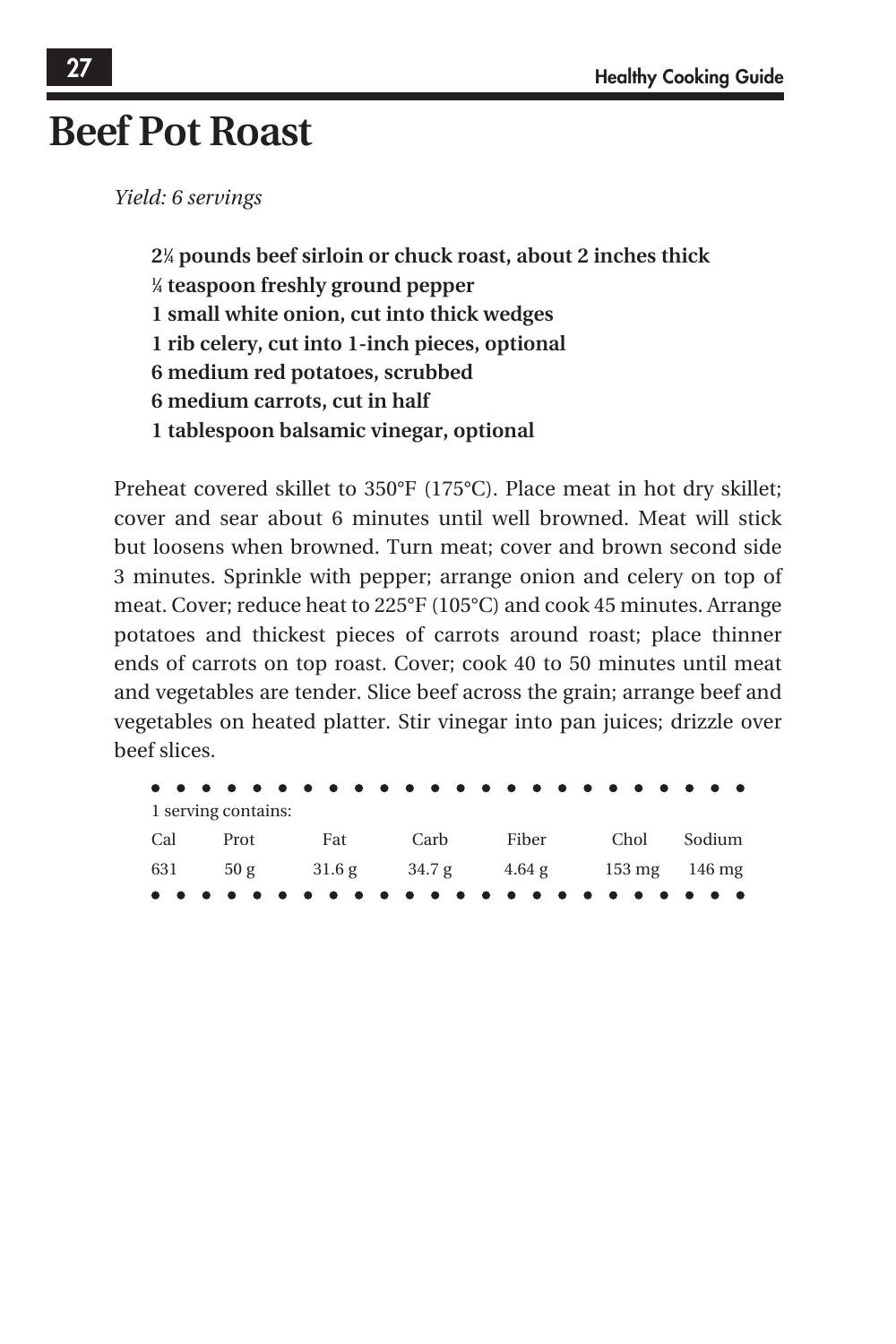# Beef Pot Roast

*Yield: 6 servings*

**2¼ pounds beef sirloin or chuck roast, about 2 inches thick**
**¼ teaspoon freshly ground pepper**
**1 small white onion, cut into thick wedges**
**1 rib celery, cut into 1-inch pieces, optional**
**6 medium red potatoes, scrubbed**
**6 medium carrots, cut in half**
**1 tablespoon balsamic vinegar, optional**

Preheat covered skillet to 350°F (175°C). Place meat in hot dry skillet; cover and sear about 6 minutes until well browned. Meat will stick but loosens when browned. Turn meat; cover and brown second side 3 minutes. Sprinkle with pepper; arrange onion and celery on top of meat. Cover; reduce heat to 225°F (105°C) and cook 45 minutes. Arrange potatoes and thickest pieces of carrots around roast; place thinner ends of carrots on top roast. Cover; cook 40 to 50 minutes until meat and vegetables are tender. Slice beef across the grain; arrange beef and vegetables on heated platter. Stir vinegar into pan juices; drizzle over beef slices.

1 serving contains:

| Cal | Prot | Fat | Carb | Fiber | Chol | Sodium |
|---|---|---|---|---|---|---|
| 631 | 50 g | 31.6 g | 34.7 g | 4.64 g | 153 mg | 146 mg |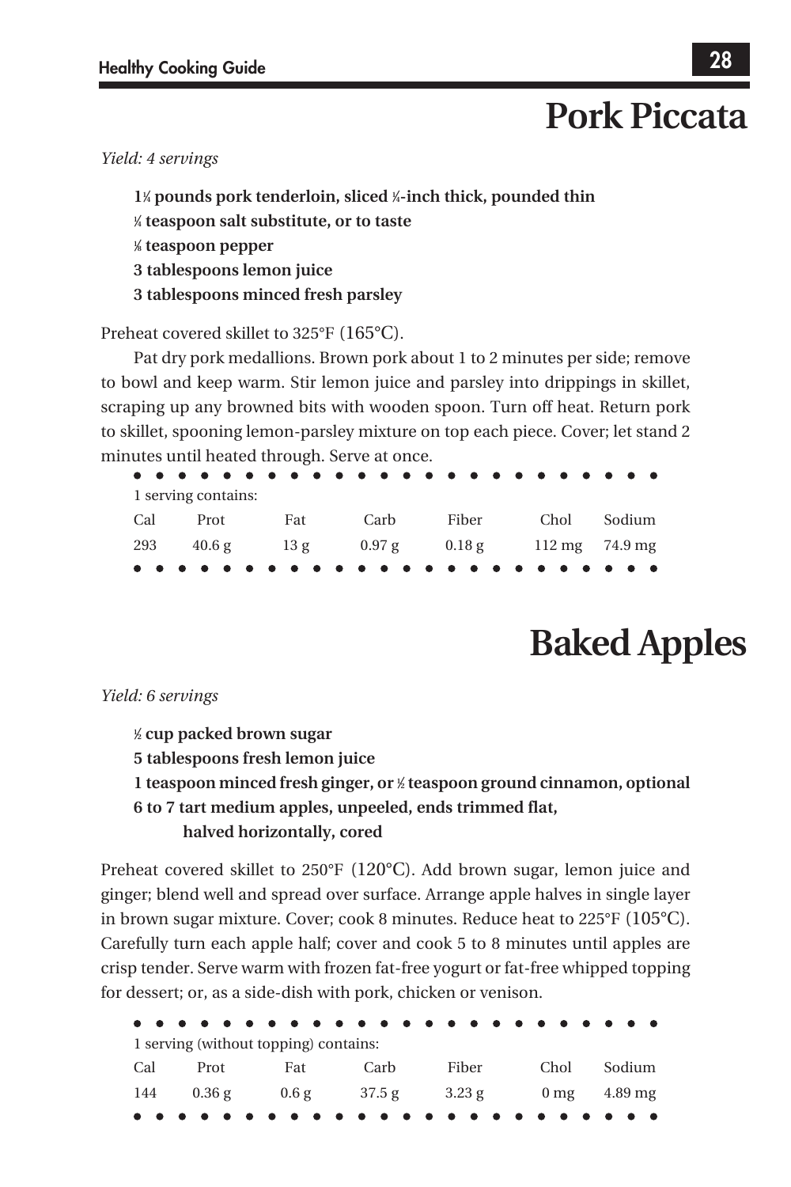# Pork Piccata

*Yield: 4 servings*

**1¼ pounds pork tenderloin, sliced ¼-inch thick, pounded thin**
**¼ teaspoon salt substitute, or to taste**
**⅛ teaspoon pepper**
**3 tablespoons lemon juice**
**3 tablespoons minced fresh parsley**

Preheat covered skillet to 325°F (165°C).

Pat dry pork medallions. Brown pork about 1 to 2 minutes per side; remove to bowl and keep warm. Stir lemon juice and parsley into drippings in skillet, scraping up any browned bits with wooden spoon. Turn off heat. Return pork to skillet, spooning lemon-parsley mixture on top each piece. Cover; let stand 2 minutes until heated through. Serve at once.

1 serving contains:

| Cal | Prot | Fat | Carb | Fiber | Chol | Sodium |
|---|---|---|---|---|---|---|
| 293 | 40.6 g | 13 g | 0.97 g | 0.18 g | 112 mg | 74.9 mg |

# Baked Apples

*Yield: 6 servings*

**½ cup packed brown sugar**
**5 tablespoons fresh lemon juice**
**1 teaspoon minced fresh ginger, or ½ teaspoon ground cinnamon, optional**
**6 to 7 tart medium apples, unpeeled, ends trimmed flat, halved horizontally, cored**

Preheat covered skillet to 250°F (120°C). Add brown sugar, lemon juice and ginger; blend well and spread over surface. Arrange apple halves in single layer in brown sugar mixture. Cover; cook 8 minutes. Reduce heat to 225°F (105°C). Carefully turn each apple half; cover and cook 5 to 8 minutes until apples are crisp tender. Serve warm with frozen fat-free yogurt or fat-free whipped topping for dessert; or, as a side-dish with pork, chicken or venison.

1 serving (without topping) contains:

| Cal | Prot | Fat | Carb | Fiber | Chol | Sodium |
|---|---|---|---|---|---|---|
| 144 | 0.36 g | 0.6 g | 37.5 g | 3.23 g | 0 mg | 4.89 mg |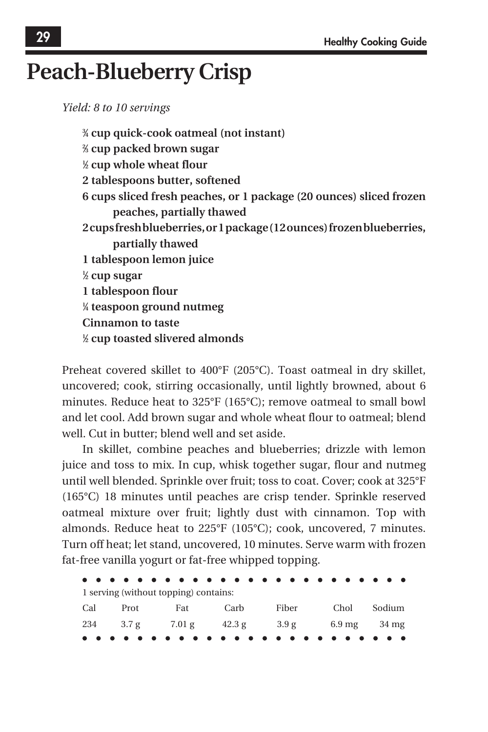# Peach-Blueberry Crisp

*Yield: 8 to 10 servings*

**¾ cup quick-cook oatmeal (not instant)**
**⅔ cup packed brown sugar**
**½ cup whole wheat flour**
**2 tablespoons butter, softened**
**6 cups sliced fresh peaches, or 1 package (20 ounces) sliced frozen peaches, partially thawed**
**2 cups fresh blueberries, or 1 package (12 ounces) frozen blueberries, partially thawed**
**1 tablespoon lemon juice**
**½ cup sugar**
**1 tablespoon flour**
**¼ teaspoon ground nutmeg**
**Cinnamon to taste**
**½ cup toasted slivered almonds**

Preheat covered skillet to 400°F (205°C). Toast oatmeal in dry skillet, uncovered; cook, stirring occasionally, until lightly browned, about 6 minutes. Reduce heat to 325°F (165°C); remove oatmeal to small bowl and let cool. Add brown sugar and whole wheat flour to oatmeal; blend well. Cut in butter; blend well and set aside.

In skillet, combine peaches and blueberries; drizzle with lemon juice and toss to mix. In cup, whisk together sugar, flour and nutmeg until well blended. Sprinkle over fruit; toss to coat. Cover; cook at 325°F (165°C) 18 minutes until peaches are crisp tender. Sprinkle reserved oatmeal mixture over fruit; lightly dust with cinnamon. Top with almonds. Reduce heat to 225°F (105°C); cook, uncovered, 7 minutes. Turn off heat; let stand, uncovered, 10 minutes. Serve warm with frozen fat-free vanilla yogurt or fat-free whipped topping.

1 serving (without topping) contains:

| Cal | Prot | Fat | Carb | Fiber | Chol | Sodium |
|---|---|---|---|---|---|---|
| 234 | 3.7 g | 7.01 g | 42.3 g | 3.9 g | 6.9 mg | 34 mg |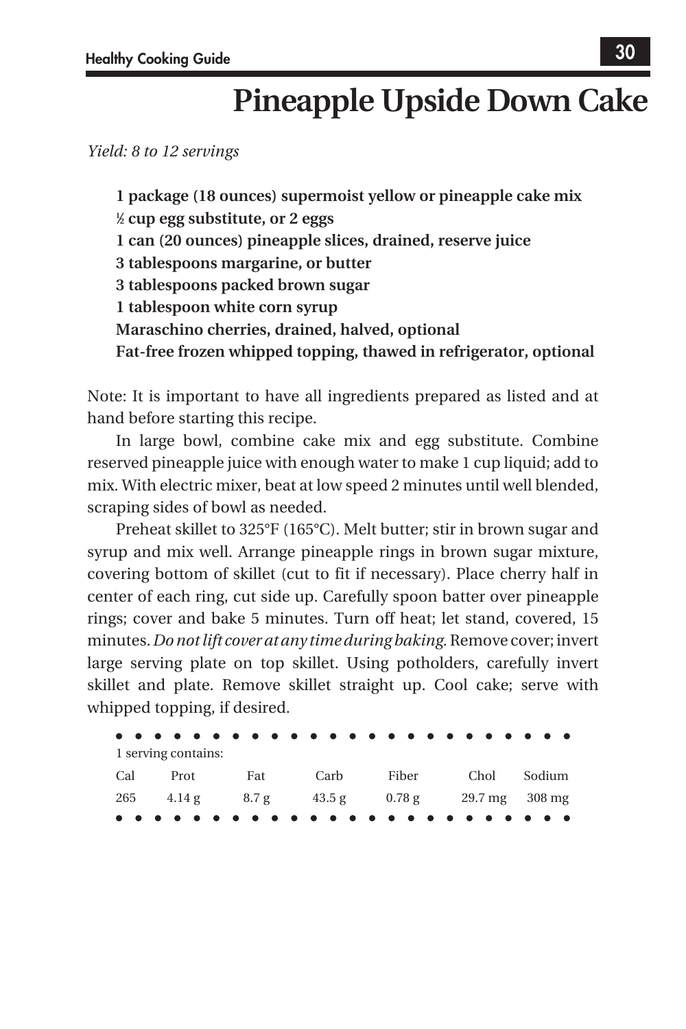# Pineapple Upside Down Cake

*Yield: 8 to 12 servings*

**1 package (18 ounces) supermoist yellow or pineapple cake mix**
**½ cup egg substitute, or 2 eggs**
**1 can (20 ounces) pineapple slices, drained, reserve juice**
**3 tablespoons margarine, or butter**
**3 tablespoons packed brown sugar**
**1 tablespoon white corn syrup**
**Maraschino cherries, drained, halved, optional**
**Fat-free frozen whipped topping, thawed in refrigerator, optional**

Note: It is important to have all ingredients prepared as listed and at hand before starting this recipe.

In large bowl, combine cake mix and egg substitute. Combine reserved pineapple juice with enough water to make 1 cup liquid; add to mix. With electric mixer, beat at low speed 2 minutes until well blended, scraping sides of bowl as needed.

Preheat skillet to 325°F (165°C). Melt butter; stir in brown sugar and syrup and mix well. Arrange pineapple rings in brown sugar mixture, covering bottom of skillet (cut to fit if necessary). Place cherry half in center of each ring, cut side up. Carefully spoon batter over pineapple rings; cover and bake 5 minutes. Turn off heat; let stand, covered, 15 minutes. *Do not lift cover at any time during baking.* Remove cover; invert large serving plate on top skillet. Using potholders, carefully invert skillet and plate. Remove skillet straight up. Cool cake; serve with whipped topping, if desired.

1 serving contains:

| Cal | Prot | Fat | Carb | Fiber | Chol | Sodium |
|---|---|---|---|---|---|---|
| 265 | 4.14 g | 8.7 g | 43.5 g | 0.78 g | 29.7 mg | 308 mg |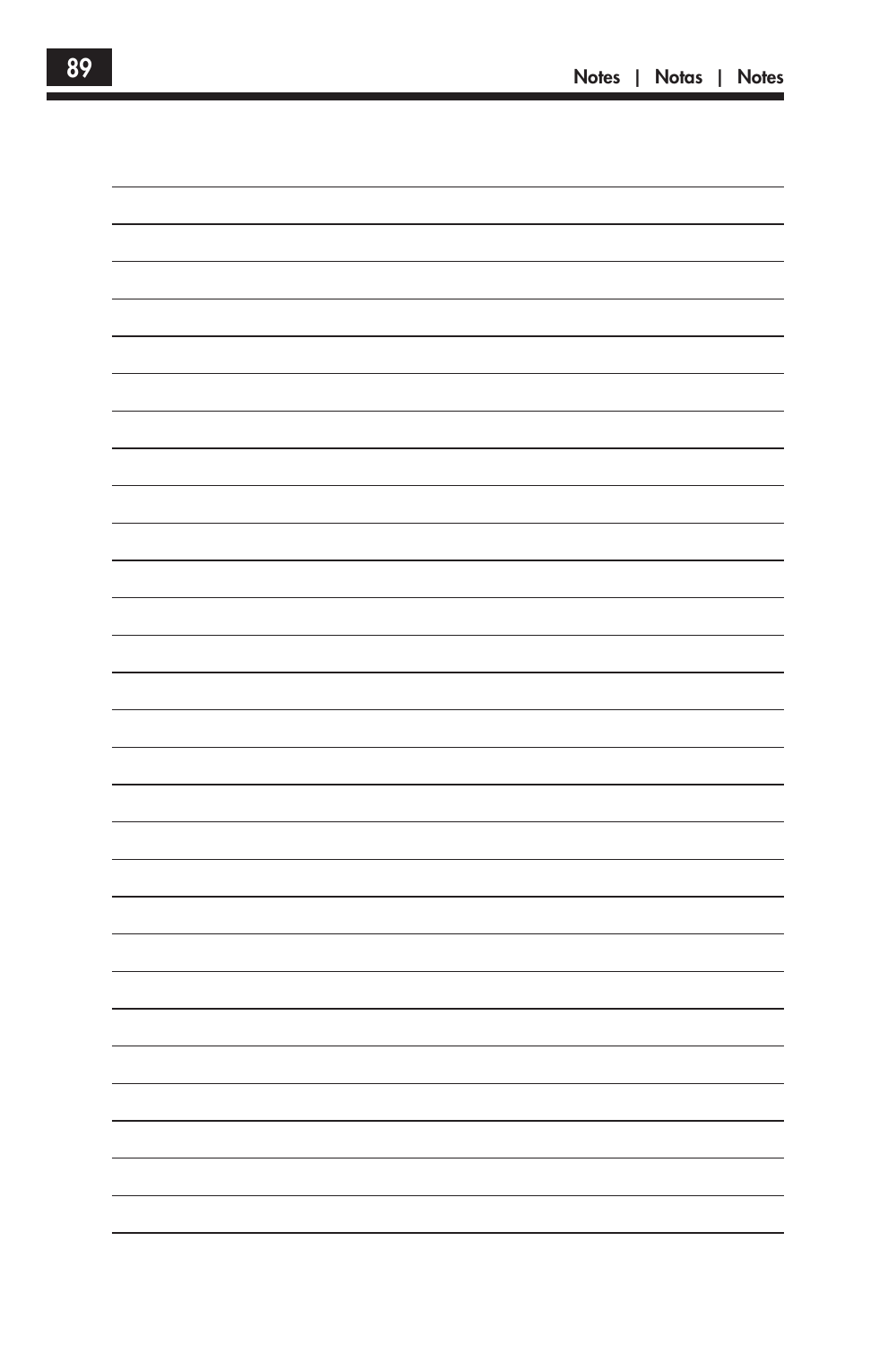# Notes | Notas | Notes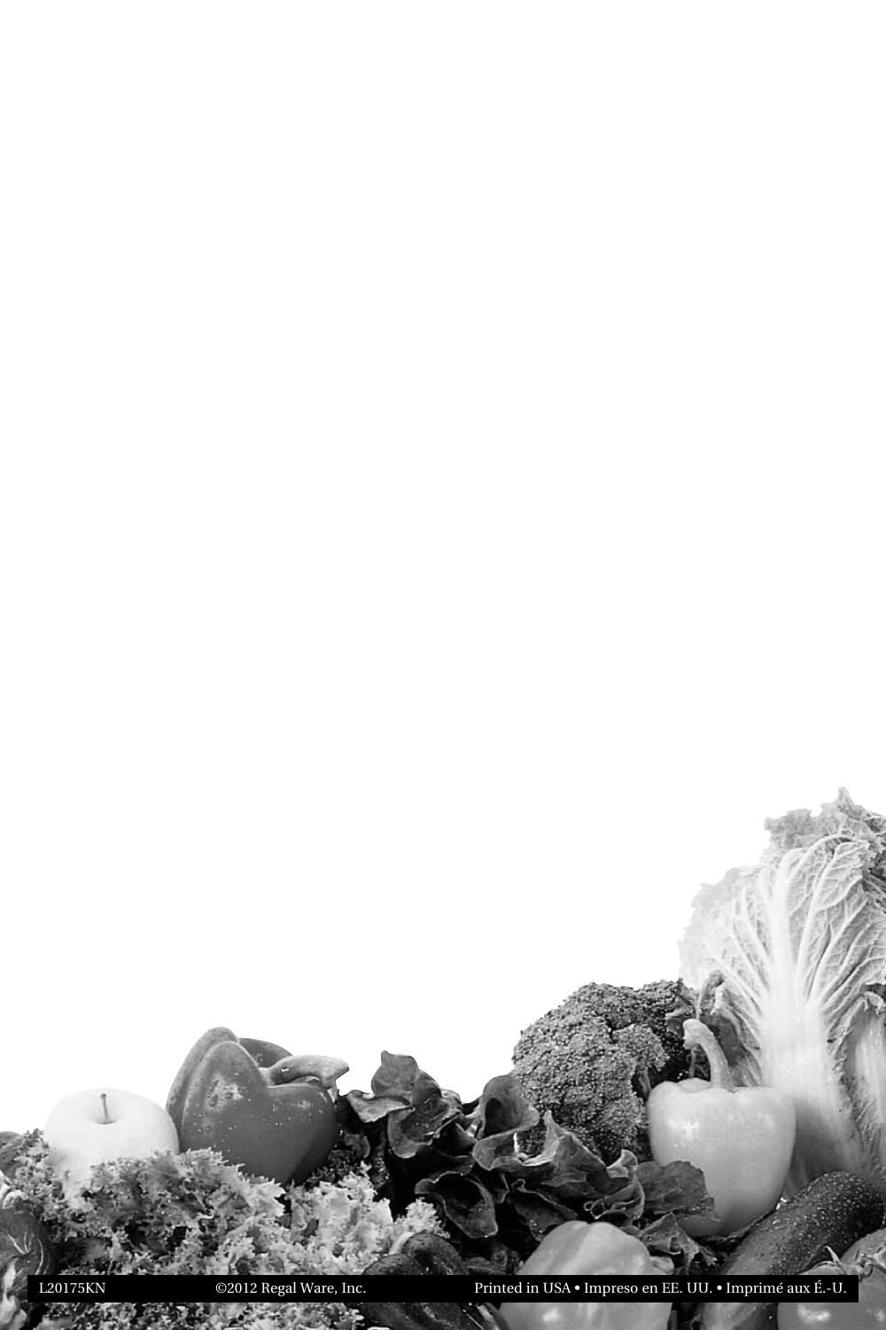L20175KN ©2012 Regal Ware, Inc. Printed in USA • Impreso en EE. UU. • Imprimé aux É.-U.